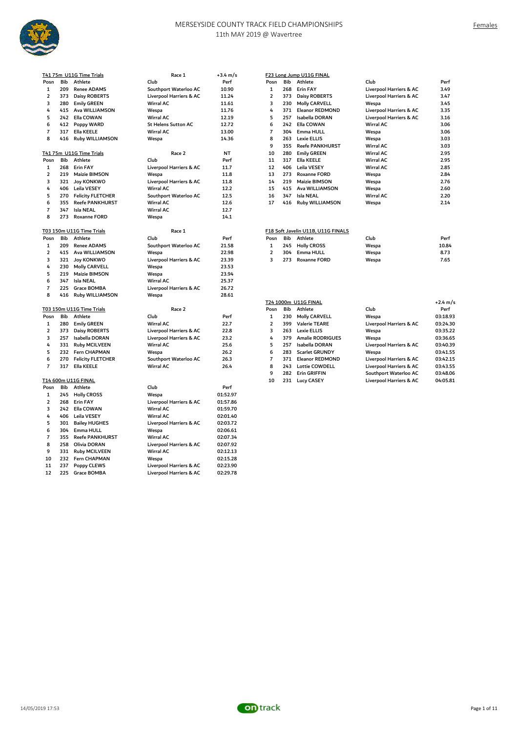# MERSEYSIDE COUNTY TRACK FIELD CHAMPIONSHIPS

11th MAY 2019 @ Wavertree

Females

**T41 75m U11G Time Trials** — Race 1 — +3.4 m/s

| Posn | Bib | Athlete | Club | Perf |
|---|---|---|---|---|
| 1 | 209 | Renee ADAMS | Southport Waterloo AC | 10.90 |
| 2 | 373 | Daisy ROBERTS | Liverpool Harriers & AC | 11.24 |
| 3 | 280 | Emily GREEN | Wirral AC | 11.61 |
| 4 | 415 | Ava WILLIAMSON | Wespa | 11.76 |
| 5 | 242 | Ella COWAN | Wirral AC | 12.19 |
| 6 | 412 | Poppy WARD | St Helens Sutton AC | 12.72 |
| 7 | 317 | Ella KEELE | Wirral AC | 13.00 |
| 8 | 416 | Ruby WILLIAMSON | Wespa | 14.36 |

**T41 75m U11G Time Trials** — Race 2 — NT

| Posn | Bib | Athlete | Club | Perf |
|---|---|---|---|---|
| 1 | 268 | Erin FAY | Liverpool Harriers & AC | 11.7 |
| 2 | 219 | Maizie BIMSON | Wespa | 11.8 |
| 3 | 321 | Joy KONKWO | Liverpool Harriers & AC | 11.8 |
| 4 | 406 | Leila VESEY | Wirral AC | 12.2 |
| 5 | 270 | Felicity FLETCHER | Southport Waterloo AC | 12.5 |
| 6 | 355 | Reefe PANKHURST | Wirral AC | 12.6 |
| 7 | 347 | Isla NEAL | Wirral AC | 12.7 |
| 8 | 273 | Roxanne FORD | Wespa | 14.1 |

**T03 150m U11G Time Trials** — Race 1

| Posn | Bib | Athlete | Club | Perf |
|---|---|---|---|---|
| 1 | 209 | Renee ADAMS | Southport Waterloo AC | 21.58 |
| 2 | 415 | Ava WILLIAMSON | Wespa | 22.98 |
| 3 | 321 | Joy KONKWO | Liverpool Harriers & AC | 23.39 |
| 4 | 230 | Molly CARVELL | Wespa | 23.53 |
| 5 | 219 | Maizie BIMSON | Wespa | 23.94 |
| 6 | 347 | Isla NEAL | Wirral AC | 25.37 |
| 7 | 225 | Grace BOMBA | Liverpool Harriers & AC | 26.72 |
| 8 | 416 | Ruby WILLIAMSON | Wespa | 28.61 |

**T03 150m U11G Time Trials** — Race 2

| Posn | Bib | Athlete | Club | Perf |
|---|---|---|---|---|
| 1 | 280 | Emily GREEN | Wirral AC | 22.7 |
| 2 | 373 | Daisy ROBERTS | Liverpool Harriers & AC | 22.8 |
| 3 | 257 | Isabella DORAN | Liverpool Harriers & AC | 23.2 |
| 4 | 331 | Ruby MCILVEEN | Wirral AC | 25.6 |
| 5 | 232 | Fern CHAPMAN | Wespa | 26.2 |
| 6 | 270 | Felicity FLETCHER | Southport Waterloo AC | 26.3 |
| 7 | 317 | Ella KEELE | Wirral AC | 26.4 |

**T14 600m U11G FINAL**

| Posn | Bib | Athlete | Club | Perf |
|---|---|---|---|---|
| 1 | 245 | Holly CROSS | Wespa | 01:52.97 |
| 2 | 268 | Erin FAY | Liverpool Harriers & AC | 01:57.86 |
| 3 | 242 | Ella COWAN | Wirral AC | 01:59.70 |
| 4 | 406 | Leila VESEY | Wirral AC | 02:01.40 |
| 5 | 301 | Bailey HUGHES | Liverpool Harriers & AC | 02:03.72 |
| 6 | 304 | Emma HULL | Wespa | 02:06.61 |
| 7 | 355 | Reefe PANKHURST | Wirral AC | 02:07.34 |
| 8 | 258 | Olivia DORAN | Liverpool Harriers & AC | 02:07.92 |
| 9 | 331 | Ruby MCILVEEN | Wirral AC | 02:12.13 |
| 10 | 232 | Fern CHAPMAN | Wespa | 02:15.28 |
| 11 | 237 | Poppy CLEWS | Liverpool Harriers & AC | 02:23.90 |
| 12 | 225 | Grace BOMBA | Liverpool Harriers & AC | 02:29.78 |

**F23 Long Jump U11G FINAL**

| Posn | Bib | Athlete | Club | Perf |
|---|---|---|---|---|
| 1 | 268 | Erin FAY | Liverpool Harriers & AC | 3.49 |
| 2 | 373 | Daisy ROBERTS | Liverpool Harriers & AC | 3.47 |
| 3 | 230 | Molly CARVELL | Wespa | 3.45 |
| 4 | 371 | Eleanor REDMOND | Liverpool Harriers & AC | 3.35 |
| 5 | 257 | Isabella DORAN | Liverpool Harriers & AC | 3.16 |
| 6 | 242 | Ella COWAN | Wirral AC | 3.06 |
| 7 | 304 | Emma HULL | Wespa | 3.06 |
| 8 | 263 | Lexie ELLIS | Wespa | 3.03 |
| 9 | 355 | Reefe PANKHURST | Wirral AC | 3.03 |
| 10 | 280 | Emily GREEN | Wirral AC | 2.95 |
| 11 | 317 | Ella KEELE | Wirral AC | 2.95 |
| 12 | 406 | Leila VESEY | Wirral AC | 2.85 |
| 13 | 273 | Roxanne FORD | Wespa | 2.84 |
| 14 | 219 | Maizie BIMSON | Wespa | 2.76 |
| 15 | 415 | Ava WILLIAMSON | Wespa | 2.60 |
| 16 | 347 | Isla NEAL | Wirral AC | 2.20 |
| 17 | 416 | Ruby WILLIAMSON | Wespa | 2.14 |

**F18 Soft Javelin U11B, U11G FINALS**

| Posn | Bib | Athlete | Club | Perf |
|---|---|---|---|---|
| 1 | 245 | Holly CROSS | Wespa | 10.84 |
| 2 | 304 | Emma HULL | Wespa | 8.73 |
| 3 | 273 | Roxanne FORD | Wespa | 7.65 |

**T24 1000m U11G FINAL** — +2.4 m/s

| Posn | Bib | Athlete | Club | Perf |
|---|---|---|---|---|
| 1 | 230 | Molly CARVELL | Wespa | 03:18.93 |
| 2 | 399 | Valerie TEARE | Liverpool Harriers & AC | 03:24.30 |
| 3 | 263 | Lexie ELLIS | Wespa | 03:35.22 |
| 4 | 379 | Amalie RODRIGUES | Wespa | 03:36.65 |
| 5 | 257 | Isabella DORAN | Liverpool Harriers & AC | 03:40.39 |
| 6 | 283 | Scarlet GRUNDY | Wespa | 03:41.55 |
| 7 | 371 | Eleanor REDMOND | Liverpool Harriers & AC | 03:42.15 |
| 8 | 243 | Lottie COWDELL | Liverpool Harriers & AC | 03:43.55 |
| 9 | 282 | Erin GRIFFIN | Southport Waterloo AC | 03:48.06 |
| 10 | 231 | Lucy CASEY | Liverpool Harriers & AC | 04:05.81 |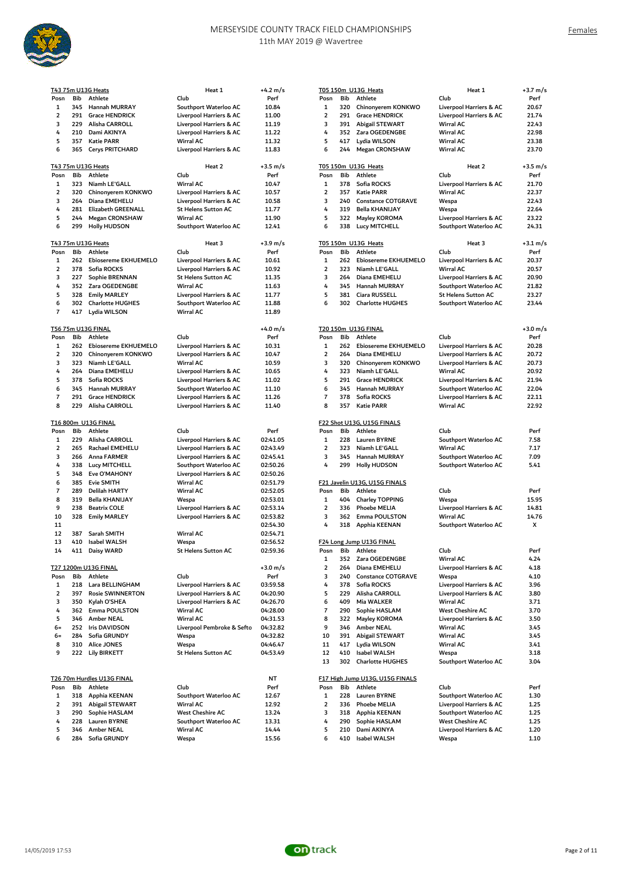# MERSEYSIDE COUNTY TRACK FIELD CHAMPIONSHIPS

11th MAY 2019 @ Wavertree

Females

### T43 75m U13G Heats — Heat 1 (+4.2 m/s)

| Posn | Bib | Athlete | Club | Perf |
|---|---|---|---|---|
| 1 | 345 | Hannah MURRAY | Southport Waterloo AC | 10.84 |
| 2 | 291 | Grace HENDRICK | Liverpool Harriers & AC | 11.00 |
| 3 | 229 | Alisha CARROLL | Liverpool Harriers & AC | 11.19 |
| 4 | 210 | Dami AKINYA | Liverpool Harriers & AC | 11.22 |
| 5 | 357 | Katie PARR | Wirral AC | 11.32 |
| 6 | 365 | Cerys PRITCHARD | Liverpool Harriers & AC | 11.83 |

### T43 75m U13G Heats — Heat 2 (+3.5 m/s)

| Posn | Bib | Athlete | Club | Perf |
|---|---|---|---|---|
| 1 | 323 | Niamh LE'GALL | Wirral AC | 10.47 |
| 2 | 320 | Chinonyerem KONKWO | Liverpool Harriers & AC | 10.57 |
| 3 | 264 | Diana EMEHELU | Liverpool Harriers & AC | 10.58 |
| 4 | 281 | Elizabeth GREENALL | St Helens Sutton AC | 11.77 |
| 5 | 244 | Megan CRONSHAW | Wirral AC | 11.90 |
| 6 | 299 | Holly HUDSON | Southport Waterloo AC | 12.41 |

### T43 75m U13G Heats — Heat 3 (+3.9 m/s)

| Posn | Bib | Athlete | Club | Perf |
|---|---|---|---|---|
| 1 | 262 | Ebiosereme EKHUEMELO | Liverpool Harriers & AC | 10.61 |
| 2 | 378 | Sofia ROCKS | Liverpool Harriers & AC | 10.92 |
| 3 | 227 | Sophie BRENNAN | St Helens Sutton AC | 11.35 |
| 4 | 352 | Zara OGEDENGBE | Wirral AC | 11.63 |
| 5 | 328 | Emily MARLEY | Liverpool Harriers & AC | 11.77 |
| 6 | 302 | Charlotte HUGHES | Southport Waterloo AC | 11.88 |
| 7 | 417 | Lydia WILSON | Wirral AC | 11.89 |

### T56 75m U13G FINAL (+4.0 m/s)

| Posn | Bib | Athlete | Club | Perf |
|---|---|---|---|---|
| 1 | 262 | Ebiosereme EKHUEMELO | Liverpool Harriers & AC | 10.31 |
| 2 | 320 | Chinonyerem KONKWO | Liverpool Harriers & AC | 10.47 |
| 3 | 323 | Niamh LE'GALL | Wirral AC | 10.59 |
| 4 | 264 | Diana EMEHELU | Liverpool Harriers & AC | 10.65 |
| 5 | 378 | Sofia ROCKS | Liverpool Harriers & AC | 11.02 |
| 6 | 345 | Hannah MURRAY | Southport Waterloo AC | 11.10 |
| 7 | 291 | Grace HENDRICK | Liverpool Harriers & AC | 11.26 |
| 8 | 229 | Alisha CARROLL | Liverpool Harriers & AC | 11.40 |

### T16 800m U13G FINAL

| Posn | Bib | Athlete | Club | Perf |
|---|---|---|---|---|
| 1 | 229 | Alisha CARROLL | Liverpool Harriers & AC | 02:41.05 |
| 2 | 265 | Rachael EMEHELU | Liverpool Harriers & AC | 02:43.49 |
| 3 | 266 | Anna FARMER | Liverpool Harriers & AC | 02:45.41 |
| 4 | 338 | Lucy MITCHELL | Southport Waterloo AC | 02:50.26 |
| 5 | 348 | Eve O'MAHONY | Liverpool Harriers & AC | 02:50.26 |
| 6 | 385 | Evie SMITH | Wirral AC | 02:51.79 |
| 7 | 289 | Delilah HARTY | Wirral AC | 02:52.05 |
| 8 | 319 | Bella KHANIJAY | Wespa | 02:53.01 |
| 9 | 238 | Beatrix COLE | Liverpool Harriers & AC | 02:53.14 |
| 10 | 328 | Emily MARLEY | Liverpool Harriers & AC | 02:53.82 |
| 11 | | | | 02:54.30 |
| 12 | 387 | Sarah SMITH | Wirral AC | 02:54.71 |
| 13 | 410 | Isabel WALSH | Wespa | 02:56.52 |
| 14 | 411 | Daisy WARD | St Helens Sutton AC | 02:59.36 |

### T27 1200m U13G FINAL (+3.0 m/s)

| Posn | Bib | Athlete | Club | Perf |
|---|---|---|---|---|
| 1 | 218 | Lara BELLINGHAM | Liverpool Harriers & AC | 03:59.58 |
| 2 | 397 | Rosie SWINNERTON | Liverpool Harriers & AC | 04:20.90 |
| 3 | 350 | Kylah O'SHEA | Liverpool Harriers & AC | 04:26.70 |
| 4 | 362 | Emma POULSTON | Wirral AC | 04:28.00 |
| 5 | 346 | Amber NEAL | Wirral AC | 04:31.53 |
| 6= | 252 | Iris DAVIDSON | Liverpool Pembroke & Sefto | 04:32.82 |
| 6= | 284 | Sofia GRUNDY | Wespa | 04:32.82 |
| 8 | 310 | Alice JONES | Wespa | 04:46.47 |
| 9 | 222 | Lily BIRKETT | St Helens Sutton AC | 04:53.49 |

### T26 70m Hurdles U13G FINAL (NT)

| Posn | Bib | Athlete | Club | Perf |
|---|---|---|---|---|
| 1 | 318 | Apphia KEENAN | Southport Waterloo AC | 12.67 |
| 2 | 391 | Abigail STEWART | Wirral AC | 12.92 |
| 3 | 290 | Sophie HASLAM | West Cheshire AC | 13.24 |
| 4 | 228 | Lauren BYRNE | Southport Waterloo AC | 13.31 |
| 5 | 346 | Amber NEAL | Wirral AC | 14.44 |
| 6 | 284 | Sofia GRUNDY | Wespa | 15.56 |

### T05 150m U13G Heats — Heat 1 (+3.7 m/s)

| Posn | Bib | Athlete | Club | Perf |
|---|---|---|---|---|
| 1 | 320 | Chinonyerem KONKWO | Liverpool Harriers & AC | 20.67 |
| 2 | 291 | Grace HENDRICK | Liverpool Harriers & AC | 21.74 |
| 3 | 391 | Abigail STEWART | Wirral AC | 22.43 |
| 4 | 352 | Zara OGEDENGBE | Wirral AC | 22.98 |
| 5 | 417 | Lydia WILSON | Wirral AC | 23.38 |
| 6 | 244 | Megan CRONSHAW | Wirral AC | 23.70 |

### T05 150m U13G Heats — Heat 2 (+3.5 m/s)

| Posn | Bib | Athlete | Club | Perf |
|---|---|---|---|---|
| 1 | 378 | Sofia ROCKS | Liverpool Harriers & AC | 21.70 |
| 2 | 357 | Katie PARR | Wirral AC | 22.37 |
| 3 | 240 | Constance COTGRAVE | Wespa | 22.43 |
| 4 | 319 | Bella KHANIJAY | Wespa | 22.64 |
| 5 | 322 | Mayley KOROMA | Liverpool Harriers & AC | 23.22 |
| 6 | 338 | Lucy MITCHELL | Southport Waterloo AC | 24.31 |

### T05 150m U13G Heats — Heat 3 (+3.1 m/s)

| Posn | Bib | Athlete | Club | Perf |
|---|---|---|---|---|
| 1 | 262 | Ebiosereme EKHUEMELO | Liverpool Harriers & AC | 20.37 |
| 2 | 323 | Niamh LE'GALL | Wirral AC | 20.57 |
| 3 | 264 | Diana EMEHELU | Liverpool Harriers & AC | 20.90 |
| 4 | 345 | Hannah MURRAY | Southport Waterloo AC | 21.82 |
| 5 | 381 | Ciara RUSSELL | St Helens Sutton AC | 23.27 |
| 6 | 302 | Charlotte HUGHES | Southport Waterloo AC | 23.44 |

### T20 150m U13G FINAL (+3.0 m/s)

| Posn | Bib | Athlete | Club | Perf |
|---|---|---|---|---|
| 1 | 262 | Ebiosereme EKHUEMELO | Liverpool Harriers & AC | 20.28 |
| 2 | 264 | Diana EMEHELU | Liverpool Harriers & AC | 20.72 |
| 3 | 320 | Chinonyerem KONKWO | Liverpool Harriers & AC | 20.73 |
| 4 | 323 | Niamh LE'GALL | Wirral AC | 20.92 |
| 5 | 291 | Grace HENDRICK | Liverpool Harriers & AC | 21.94 |
| 6 | 345 | Hannah MURRAY | Southport Waterloo AC | 22.04 |
| 7 | 378 | Sofia ROCKS | Liverpool Harriers & AC | 22.11 |
| 8 | 357 | Katie PARR | Wirral AC | 22.92 |

### F22 Shot U13G, U15G FINALS

| Posn | Bib | Athlete | Club | Perf |
|---|---|---|---|---|
| 1 | 228 | Lauren BYRNE | Southport Waterloo AC | 7.58 |
| 2 | 323 | Niamh LE'GALL | Wirral AC | 7.17 |
| 3 | 345 | Hannah MURRAY | Southport Waterloo AC | 7.09 |
| 4 | 299 | Holly HUDSON | Southport Waterloo AC | 5.41 |

### F21 Javelin U13G, U15G FINALS

| Posn | Bib | Athlete | Club | Perf |
|---|---|---|---|---|
| 1 | 404 | Charley TOPPING | Wespa | 15.95 |
| 2 | 336 | Phoebe MELIA | Liverpool Harriers & AC | 14.81 |
| 3 | 362 | Emma POULSTON | Wirral AC | 14.76 |
| 4 | 318 | Apphia KEENAN | Southport Waterloo AC | X |

### F24 Long Jump U13G FINAL

| Posn | Bib | Athlete | Club | Perf |
|---|---|---|---|---|
| 1 | 352 | Zara OGEDENGBE | Wirral AC | 4.24 |
| 2 | 264 | Diana EMEHELU | Liverpool Harriers & AC | 4.18 |
| 3 | 240 | Constance COTGRAVE | Wespa | 4.10 |
| 4 | 378 | Sofia ROCKS | Liverpool Harriers & AC | 3.96 |
| 5 | 229 | Alisha CARROLL | Liverpool Harriers & AC | 3.80 |
| 6 | 409 | Mia WALKER | Wirral AC | 3.71 |
| 7 | 290 | Sophie HASLAM | West Cheshire AC | 3.70 |
| 8 | 322 | Mayley KOROMA | Liverpool Harriers & AC | 3.50 |
| 9 | 346 | Amber NEAL | Wirral AC | 3.45 |
| 10 | 391 | Abigail STEWART | Wirral AC | 3.45 |
| 11 | 417 | Lydia WILSON | Wirral AC | 3.41 |
| 12 | 410 | Isabel WALSH | Wespa | 3.18 |
| 13 | 302 | Charlotte HUGHES | Southport Waterloo AC | 3.04 |

### F17 High Jump U13G, U15G FINALS

| Posn | Bib | Athlete | Club | Perf |
|---|---|---|---|---|
| 1 | 228 | Lauren BYRNE | Southport Waterloo AC | 1.30 |
| 2 | 336 | Phoebe MELIA | Liverpool Harriers & AC | 1.25 |
| 3 | 318 | Apphia KEENAN | Southport Waterloo AC | 1.25 |
| 4 | 290 | Sophie HASLAM | West Cheshire AC | 1.25 |
| 5 | 210 | Dami AKINYA | Liverpool Harriers & AC | 1.20 |
| 6 | 410 | Isabel WALSH | Wespa | 1.10 |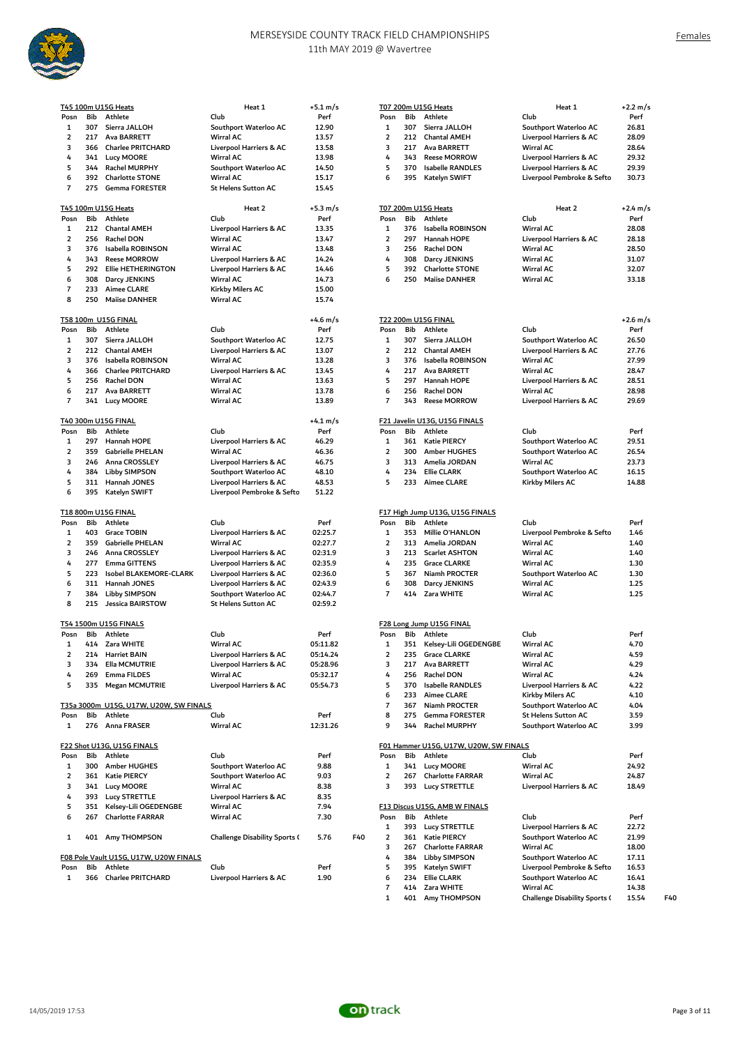# MERSEYSIDE COUNTY TRACK FIELD CHAMPIONSHIPS

11th MAY 2019 @ Wavertree

Females

### T45 100m U15G Heats — Heat 1 (+5.1 m/s)

| Posn | Bib | Athlete | Club | Perf |
|---|---|---|---|---|
| 1 | 307 | Sierra JALLOH | Southport Waterloo AC | 12.90 |
| 2 | 217 | Ava BARRETT | Wirral AC | 13.57 |
| 3 | 366 | Charlee PRITCHARD | Liverpool Harriers & AC | 13.58 |
| 4 | 341 | Lucy MOORE | Wirral AC | 13.98 |
| 5 | 344 | Rachel MURPHY | Southport Waterloo AC | 14.50 |
| 6 | 392 | Charlotte STONE | Wirral AC | 15.17 |
| 7 | 275 | Gemma FORESTER | St Helens Sutton AC | 15.45 |

### T45 100m U15G Heats — Heat 2 (+5.3 m/s)

| Posn | Bib | Athlete | Club | Perf |
|---|---|---|---|---|
| 1 | 212 | Chantal AMEH | Liverpool Harriers & AC | 13.35 |
| 2 | 256 | Rachel DON | Wirral AC | 13.47 |
| 3 | 376 | Isabella ROBINSON | Wirral AC | 13.48 |
| 4 | 343 | Reese MORROW | Liverpool Harriers & AC | 14.24 |
| 5 | 292 | Ellie HETHERINGTON | Liverpool Harriers & AC | 14.46 |
| 6 | 308 | Darcy JENKINS | Wirral AC | 14.73 |
| 7 | 233 | Aimee CLARE | Kirkby Milers AC | 15.00 |
| 8 | 250 | Maiise DANHER | Wirral AC | 15.74 |

### T58 100m U15G FINAL (+4.6 m/s)

| Posn | Bib | Athlete | Club | Perf |
|---|---|---|---|---|
| 1 | 307 | Sierra JALLOH | Southport Waterloo AC | 12.75 |
| 2 | 212 | Chantal AMEH | Liverpool Harriers & AC | 13.07 |
| 3 | 376 | Isabella ROBINSON | Wirral AC | 13.28 |
| 4 | 366 | Charlee PRITCHARD | Liverpool Harriers & AC | 13.45 |
| 5 | 256 | Rachel DON | Wirral AC | 13.63 |
| 6 | 217 | Ava BARRETT | Wirral AC | 13.78 |
| 7 | 341 | Lucy MOORE | Wirral AC | 13.89 |

### T40 300m U15G FINAL (+4.1 m/s)

| Posn | Bib | Athlete | Club | Perf |
|---|---|---|---|---|
| 1 | 297 | Hannah HOPE | Liverpool Harriers & AC | 46.29 |
| 2 | 359 | Gabrielle PHELAN | Wirral AC | 46.36 |
| 3 | 246 | Anna CROSSLEY | Liverpool Harriers & AC | 46.75 |
| 4 | 384 | Libby SIMPSON | Southport Waterloo AC | 48.10 |
| 5 | 311 | Hannah JONES | Liverpool Harriers & AC | 48.53 |
| 6 | 395 | Katelyn SWIFT | Liverpool Pembroke & Sefto | 51.22 |

### T18 800m U15G FINAL

| Posn | Bib | Athlete | Club | Perf |
|---|---|---|---|---|
| 1 | 403 | Grace TOBIN | Liverpool Harriers & AC | 02:25.7 |
| 2 | 359 | Gabrielle PHELAN | Wirral AC | 02:27.7 |
| 3 | 246 | Anna CROSSLEY | Liverpool Harriers & AC | 02:31.9 |
| 4 | 277 | Emma GITTENS | Liverpool Harriers & AC | 02:35.9 |
| 5 | 223 | Isobel BLAKEMORE-CLARK | Liverpool Harriers & AC | 02:36.0 |
| 6 | 311 | Hannah JONES | Liverpool Harriers & AC | 02:43.9 |
| 7 | 384 | Libby SIMPSON | Southport Waterloo AC | 02:44.7 |
| 8 | 215 | Jessica BAIRSTOW | St Helens Sutton AC | 02:59.2 |

### T54 1500m U15G FINALS

| Posn | Bib | Athlete | Club | Perf |
|---|---|---|---|---|
| 1 | 414 | Zara WHITE | Wirral AC | 05:11.82 |
| 2 | 214 | Harriet BAIN | Liverpool Harriers & AC | 05:14.24 |
| 3 | 334 | Ella MCMUTRIE | Liverpool Harriers & AC | 05:28.96 |
| 4 | 269 | Emma FILDES | Wirral AC | 05:32.17 |
| 5 | 335 | Megan MCMUTRIE | Liverpool Harriers & AC | 05:54.73 |

### T35a 3000m U15G, U17W, U20W, SW FINALS

| Posn | Bib | Athlete | Club | Perf |
|---|---|---|---|---|
| 1 | 276 | Anna FRASER | Wirral AC | 12:31.26 |

### F22 Shot U13G, U15G FINALS

| Posn | Bib | Athlete | Club | Perf | |
|---|---|---|---|---|---|
| 1 | 300 | Amber HUGHES | Southport Waterloo AC | 9.88 | |
| 2 | 361 | Katie PIERCY | Southport Waterloo AC | 9.03 | |
| 3 | 341 | Lucy MOORE | Wirral AC | 8.38 | |
| 4 | 393 | Lucy STRETTLE | Liverpool Harriers & AC | 8.35 | |
| 5 | 351 | Kelsey-Lili OGEDENGBE | Wirral AC | 7.94 | |
| 6 | 267 | Charlotte FARRAR | Wirral AC | 7.30 | |
| | | | | | |
| 1 | 401 | Amy THOMPSON | Challenge Disability Sports ( | 5.76 | F40 |

### F08 Pole Vault U15G, U17W, U20W FINALS

| Posn | Bib | Athlete | Club | Perf |
|---|---|---|---|---|
| 1 | 366 | Charlee PRITCHARD | Liverpool Harriers & AC | 1.90 |

### T07 200m U15G Heats — Heat 1 (+2.2 m/s)

| Posn | Bib | Athlete | Club | Perf |
|---|---|---|---|---|
| 1 | 307 | Sierra JALLOH | Southport Waterloo AC | 26.81 |
| 2 | 212 | Chantal AMEH | Liverpool Harriers & AC | 28.09 |
| 3 | 217 | Ava BARRETT | Wirral AC | 28.64 |
| 4 | 343 | Reese MORROW | Liverpool Harriers & AC | 29.32 |
| 5 | 370 | Isabelle RANDLES | Liverpool Harriers & AC | 29.39 |
| 6 | 395 | Katelyn SWIFT | Liverpool Pembroke & Sefto | 30.73 |

### T07 200m U15G Heats — Heat 2 (+2.4 m/s)

| Posn | Bib | Athlete | Club | Perf |
|---|---|---|---|---|
| 1 | 376 | Isabella ROBINSON | Wirral AC | 28.08 |
| 2 | 297 | Hannah HOPE | Liverpool Harriers & AC | 28.18 |
| 3 | 256 | Rachel DON | Wirral AC | 28.50 |
| 4 | 308 | Darcy JENKINS | Wirral AC | 31.07 |
| 5 | 392 | Charlotte STONE | Wirral AC | 32.07 |
| 6 | 250 | Maiise DANHER | Wirral AC | 33.18 |

### T22 200m U15G FINAL (+2.6 m/s)

| Posn | Bib | Athlete | Club | Perf |
|---|---|---|---|---|
| 1 | 307 | Sierra JALLOH | Southport Waterloo AC | 26.50 |
| 2 | 212 | Chantal AMEH | Liverpool Harriers & AC | 27.76 |
| 3 | 376 | Isabella ROBINSON | Wirral AC | 27.99 |
| 4 | 217 | Ava BARRETT | Wirral AC | 28.47 |
| 5 | 297 | Hannah HOPE | Liverpool Harriers & AC | 28.51 |
| 6 | 256 | Rachel DON | Wirral AC | 28.98 |
| 7 | 343 | Reese MORROW | Liverpool Harriers & AC | 29.69 |

### F21 Javelin U13G, U15G FINALS

| Posn | Bib | Athlete | Club | Perf |
|---|---|---|---|---|
| 1 | 361 | Katie PIERCY | Southport Waterloo AC | 29.51 |
| 2 | 300 | Amber HUGHES | Southport Waterloo AC | 26.54 |
| 3 | 313 | Amelia JORDAN | Wirral AC | 23.73 |
| 4 | 234 | Ellie CLARK | Southport Waterloo AC | 16.15 |
| 5 | 233 | Aimee CLARE | Kirkby Milers AC | 14.88 |

### F17 High Jump U13G, U15G FINALS

| Posn | Bib | Athlete | Club | Perf |
|---|---|---|---|---|
| 1 | 353 | Millie O'HANLON | Liverpool Pembroke & Sefto | 1.46 |
| 2 | 313 | Amelia JORDAN | Wirral AC | 1.40 |
| 3 | 213 | Scarlet ASHTON | Wirral AC | 1.40 |
| 4 | 235 | Grace CLARKE | Wirral AC | 1.30 |
| 5 | 367 | Niamh PROCTER | Southport Waterloo AC | 1.30 |
| 6 | 308 | Darcy JENKINS | Wirral AC | 1.25 |
| 7 | 414 | Zara WHITE | Wirral AC | 1.25 |

### F28 Long Jump U15G FINAL

| Posn | Bib | Athlete | Club | Perf |
|---|---|---|---|---|
| 1 | 351 | Kelsey-Lili OGEDENGBE | Wirral AC | 4.70 |
| 2 | 235 | Grace CLARKE | Wirral AC | 4.59 |
| 3 | 217 | Ava BARRETT | Wirral AC | 4.29 |
| 4 | 256 | Rachel DON | Wirral AC | 4.24 |
| 5 | 370 | Isabelle RANDLES | Liverpool Harriers & AC | 4.22 |
| 6 | 233 | Aimee CLARE | Kirkby Milers AC | 4.10 |
| 7 | 367 | Niamh PROCTER | Southport Waterloo AC | 4.04 |
| 8 | 275 | Gemma FORESTER | St Helens Sutton AC | 3.59 |
| 9 | 344 | Rachel MURPHY | Southport Waterloo AC | 3.99 |

### F01 Hammer U15G, U17W, U20W, SW FINALS

| Posn | Bib | Athlete | Club | Perf |
|---|---|---|---|---|
| 1 | 341 | Lucy MOORE | Wirral AC | 24.92 |
| 2 | 267 | Charlotte FARRAR | Wirral AC | 24.87 |
| 3 | 393 | Lucy STRETTLE | Liverpool Harriers & AC | 18.49 |

### F13 Discus U15G, AMB W FINALS

| Posn | Bib | Athlete | Club | Perf | |
|---|---|---|---|---|---|
| 1 | 393 | Lucy STRETTLE | Liverpool Harriers & AC | 22.72 | |
| 2 | 361 | Katie PIERCY | Southport Waterloo AC | 21.99 | |
| 3 | 267 | Charlotte FARRAR | Wirral AC | 18.00 | |
| 4 | 384 | Libby SIMPSON | Southport Waterloo AC | 17.11 | |
| 5 | 395 | Katelyn SWIFT | Liverpool Pembroke & Sefto | 16.53 | |
| 6 | 234 | Ellie CLARK | Southport Waterloo AC | 16.41 | |
| 7 | 414 | Zara WHITE | Wirral AC | 14.38 | |
| 1 | 401 | Amy THOMPSON | Challenge Disability Sports ( | 15.54 | F40 |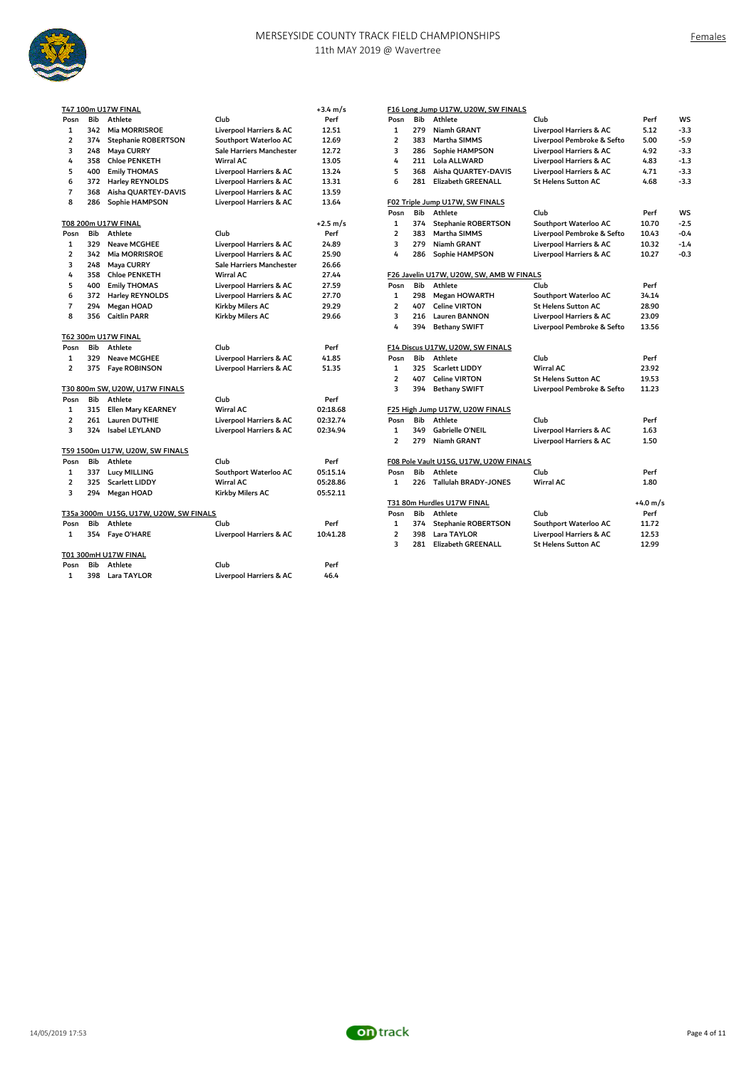# MERSEYSIDE COUNTY TRACK FIELD CHAMPIONSHIPS

11th MAY 2019 @ Wavertree

Females

**T47 100m U17W FINAL** +3.4 m/s

| Posn | Bib | Athlete | Club | Perf |
|---|---|---|---|---|
| 1 | 342 | Mia MORRISROE | Liverpool Harriers & AC | 12.51 |
| 2 | 374 | Stephanie ROBERTSON | Southport Waterloo AC | 12.69 |
| 3 | 248 | Maya CURRY | Sale Harriers Manchester | 12.72 |
| 4 | 358 | Chloe PENKETH | Wirral AC | 13.05 |
| 5 | 400 | Emily THOMAS | Liverpool Harriers & AC | 13.24 |
| 6 | 372 | Harley REYNOLDS | Liverpool Harriers & AC | 13.31 |
| 7 | 368 | Aisha QUARTEY-DAVIS | Liverpool Harriers & AC | 13.59 |
| 8 | 286 | Sophie HAMPSON | Liverpool Harriers & AC | 13.64 |

**T08 200m U17W FINAL** +2.5 m/s

| Posn | Bib | Athlete | Club | Perf |
|---|---|---|---|---|
| 1 | 329 | Neave MCGHEE | Liverpool Harriers & AC | 24.89 |
| 2 | 342 | Mia MORRISROE | Liverpool Harriers & AC | 25.90 |
| 3 | 248 | Maya CURRY | Sale Harriers Manchester | 26.66 |
| 4 | 358 | Chloe PENKETH | Wirral AC | 27.44 |
| 5 | 400 | Emily THOMAS | Liverpool Harriers & AC | 27.59 |
| 6 | 372 | Harley REYNOLDS | Liverpool Harriers & AC | 27.70 |
| 7 | 294 | Megan HOAD | Kirkby Milers AC | 29.29 |
| 8 | 356 | Caitlin PARR | Kirkby Milers AC | 29.66 |

**T62 300m U17W FINAL**

| Posn | Bib | Athlete | Club | Perf |
|---|---|---|---|---|
| 1 | 329 | Neave MCGHEE | Liverpool Harriers & AC | 41.85 |
| 2 | 375 | Faye ROBINSON | Liverpool Harriers & AC | 51.35 |

**T30 800m SW, U20W, U17W FINALS**

| Posn | Bib | Athlete | Club | Perf |
|---|---|---|---|---|
| 1 | 315 | Ellen Mary KEARNEY | Wirral AC | 02:18.68 |
| 2 | 261 | Lauren DUTHIE | Liverpool Harriers & AC | 02:32.74 |
| 3 | 324 | Isabel LEYLAND | Liverpool Harriers & AC | 02:34.94 |

**T59 1500m U17W, U20W, SW FINALS**

| Posn | Bib | Athlete | Club | Perf |
|---|---|---|---|---|
| 1 | 337 | Lucy MILLING | Southport Waterloo AC | 05:15.14 |
| 2 | 325 | Scarlett LIDDY | Wirral AC | 05:28.86 |
| 3 | 294 | Megan HOAD | Kirkby Milers AC | 05:52.11 |

**T35a 3000m U15G, U17W, U20W, SW FINALS**

| Posn | Bib | Athlete | Club | Perf |
|---|---|---|---|---|
| 1 | 354 | Faye O'HARE | Liverpool Harriers & AC | 10:41.28 |

**T01 300mH U17W FINAL**

| Posn | Bib | Athlete | Club | Perf |
|---|---|---|---|---|
| 1 | 398 | Lara TAYLOR | Liverpool Harriers & AC | 46.4 |

**F16 Long Jump U17W, U20W, SW FINALS**

| Posn | Bib | Athlete | Club | Perf | WS |
|---|---|---|---|---|---|
| 1 | 279 | Niamh GRANT | Liverpool Harriers & AC | 5.12 | -3.3 |
| 2 | 383 | Martha SIMMS | Liverpool Pembroke & Sefto | 5.00 | -5.9 |
| 3 | 286 | Sophie HAMPSON | Liverpool Harriers & AC | 4.92 | -3.3 |
| 4 | 211 | Lola ALLWARD | Liverpool Harriers & AC | 4.83 | -1.3 |
| 5 | 368 | Aisha QUARTEY-DAVIS | Liverpool Harriers & AC | 4.71 | -3.3 |
| 6 | 281 | Elizabeth GREENALL | St Helens Sutton AC | 4.68 | -3.3 |

**F02 Triple Jump U17W, SW FINALS**

| Posn | Bib | Athlete | Club | Perf | WS |
|---|---|---|---|---|---|
| 1 | 374 | Stephanie ROBERTSON | Southport Waterloo AC | 10.70 | -2.5 |
| 2 | 383 | Martha SIMMS | Liverpool Pembroke & Sefto | 10.43 | -0.4 |
| 3 | 279 | Niamh GRANT | Liverpool Harriers & AC | 10.32 | -1.4 |
| 4 | 286 | Sophie HAMPSON | Liverpool Harriers & AC | 10.27 | -0.3 |

**F26 Javelin U17W, U20W, SW, AMB W FINALS**

| Posn | Bib | Athlete | Club | Perf |
|---|---|---|---|---|
| 1 | 298 | Megan HOWARTH | Southport Waterloo AC | 34.14 |
| 2 | 407 | Celine VIRTON | St Helens Sutton AC | 28.90 |
| 3 | 216 | Lauren BANNON | Liverpool Harriers & AC | 23.09 |
| 4 | 394 | Bethany SWIFT | Liverpool Pembroke & Sefto | 13.56 |

**F14 Discus U17W, U20W, SW FINALS**

| Posn | Bib | Athlete | Club | Perf |
|---|---|---|---|---|
| 1 | 325 | Scarlett LIDDY | Wirral AC | 23.92 |
| 2 | 407 | Celine VIRTON | St Helens Sutton AC | 19.53 |
| 3 | 394 | Bethany SWIFT | Liverpool Pembroke & Sefto | 11.23 |

**F25 High Jump U17W, U20W FINALS**

| Posn | Bib | Athlete | Club | Perf |
|---|---|---|---|---|
| 1 | 349 | Gabrielle O'NEIL | Liverpool Harriers & AC | 1.63 |
| 2 | 279 | Niamh GRANT | Liverpool Harriers & AC | 1.50 |

**F08 Pole Vault U15G, U17W, U20W FINALS**

| Posn | Bib | Athlete | Club | Perf |
|---|---|---|---|---|
| 1 | 226 | Tallulah BRADY-JONES | Wirral AC | 1.80 |

**T31 80m Hurdles U17W FINAL** +4.0 m/s

| Posn | Bib | Athlete | Club | Perf |
|---|---|---|---|---|
| 1 | 374 | Stephanie ROBERTSON | Southport Waterloo AC | 11.72 |
| 2 | 398 | Lara TAYLOR | Liverpool Harriers & AC | 12.53 |
| 3 | 281 | Elizabeth GREENALL | St Helens Sutton AC | 12.99 |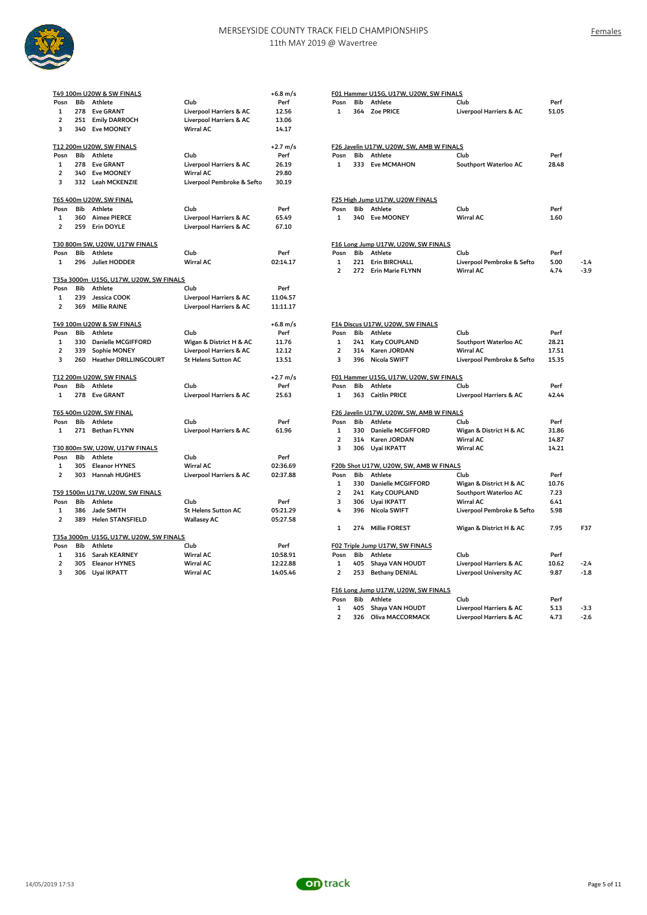# MERSEYSIDE COUNTY TRACK FIELD CHAMPIONSHIPS

11th MAY 2019 @ Wavertree

Females

### T49 100m U20W & SW FINALS

| Posn | Bib | Athlete | Club | Perf |
|---|---|---|---|---|
| | | | | +6.8 m/s |
| 1 | 278 | Eve GRANT | Liverpool Harriers & AC | 12.56 |
| 2 | 251 | Emily DARROCH | Liverpool Harriers & AC | 13.06 |
| 3 | 340 | Eve MOONEY | Wirral AC | 14.17 |

### T12 200m U20W, SW FINALS

| Posn | Bib | Athlete | Club | Perf |
|---|---|---|---|---|
| | | | | +2.7 m/s |
| 1 | 278 | Eve GRANT | Liverpool Harriers & AC | 26.19 |
| 2 | 340 | Eve MOONEY | Wirral AC | 29.80 |
| 3 | 332 | Leah MCKENZIE | Liverpool Pembroke & Sefto | 30.19 |

### T65 400m U20W, SW FINAL

| Posn | Bib | Athlete | Club | Perf |
|---|---|---|---|---|
| 1 | 360 | Aimee PIERCE | Liverpool Harriers & AC | 65.49 |
| 2 | 259 | Erin DOYLE | Liverpool Harriers & AC | 67.10 |

### T30 800m SW, U20W, U17W FINALS

| Posn | Bib | Athlete | Club | Perf |
|---|---|---|---|---|
| 1 | 296 | Juliet HODDER | Wirral AC | 02:14.17 |

### T35a 3000m U15G, U17W, U20W, SW FINALS

| Posn | Bib | Athlete | Club | Perf |
|---|---|---|---|---|
| 1 | 239 | Jessica COOK | Liverpool Harriers & AC | 11:04.57 |
| 2 | 369 | Millie RAINE | Liverpool Harriers & AC | 11:11.17 |

### T49 100m U20W & SW FINALS

| Posn | Bib | Athlete | Club | Perf |
|---|---|---|---|---|
| | | | | +6.8 m/s |
| 1 | 330 | Danielle MCGIFFORD | Wigan & District H & AC | 11.76 |
| 2 | 339 | Sophie MONEY | Liverpool Harriers & AC | 12.12 |
| 3 | 260 | Heather DRILLINGCOURT | St Helens Sutton AC | 13.51 |

### T12 200m U20W, SW FINALS

| Posn | Bib | Athlete | Club | Perf |
|---|---|---|---|---|
| | | | | +2.7 m/s |
| 1 | 278 | Eve GRANT | Liverpool Harriers & AC | 25.63 |

### T65 400m U20W, SW FINAL

| Posn | Bib | Athlete | Club | Perf |
|---|---|---|---|---|
| 1 | 271 | Bethan FLYNN | Liverpool Harriers & AC | 61.96 |

### T30 800m SW, U20W, U17W FINALS

| Posn | Bib | Athlete | Club | Perf |
|---|---|---|---|---|
| 1 | 305 | Eleanor HYNES | Wirral AC | 02:36.69 |
| 2 | 303 | Hannah HUGHES | Liverpool Harriers & AC | 02:37.88 |

### T59 1500m U17W, U20W, SW FINALS

| Posn | Bib | Athlete | Club | Perf |
|---|---|---|---|---|
| 1 | 386 | Jade SMITH | St Helens Sutton AC | 05:21.29 |
| 2 | 389 | Helen STANSFIELD | Wallasey AC | 05:27.58 |

### T35a 3000m U15G, U17W, U20W, SW FINALS

| Posn | Bib | Athlete | Club | Perf |
|---|---|---|---|---|
| 1 | 316 | Sarah KEARNEY | Wirral AC | 10:58.91 |
| 2 | 305 | Eleanor HYNES | Wirral AC | 12:22.88 |
| 3 | 306 | Uyai IKPATT | Wirral AC | 14:05.46 |

### F01 Hammer U15G, U17W, U20W, SW FINALS

| Posn | Bib | Athlete | Club | Perf |
|---|---|---|---|---|
| 1 | 364 | Zoe PRICE | Liverpool Harriers & AC | 51.05 |

### F26 Javelin U17W, U20W, SW, AMB W FINALS

| Posn | Bib | Athlete | Club | Perf |
|---|---|---|---|---|
| 1 | 333 | Eve MCMAHON | Southport Waterloo AC | 28.48 |

### F25 High Jump U17W, U20W FINALS

| Posn | Bib | Athlete | Club | Perf |
|---|---|---|---|---|
| 1 | 340 | Eve MOONEY | Wirral AC | 1.60 |

### F16 Long Jump U17W, U20W, SW FINALS

| Posn | Bib | Athlete | Club | Perf | |
|---|---|---|---|---|---|
| 1 | 221 | Erin BIRCHALL | Liverpool Pembroke & Sefto | 5.00 | -1.4 |
| 2 | 272 | Erin Marie FLYNN | Wirral AC | 4.74 | -3.9 |

### F14 Discus U17W, U20W, SW FINALS

| Posn | Bib | Athlete | Club | Perf |
|---|---|---|---|---|
| 1 | 241 | Katy COUPLAND | Southport Waterloo AC | 28.21 |
| 2 | 314 | Karen JORDAN | Wirral AC | 17.51 |
| 3 | 396 | Nicola SWIFT | Liverpool Pembroke & Sefto | 15.35 |

### F01 Hammer U15G, U17W, U20W, SW FINALS

| Posn | Bib | Athlete | Club | Perf |
|---|---|---|---|---|
| 1 | 363 | Caitlin PRICE | Liverpool Harriers & AC | 42.44 |

### F26 Javelin U17W, U20W, SW, AMB W FINALS

| Posn | Bib | Athlete | Club | Perf |
|---|---|---|---|---|
| 1 | 330 | Danielle MCGIFFORD | Wigan & District H & AC | 31.86 |
| 2 | 314 | Karen JORDAN | Wirral AC | 14.87 |
| 3 | 306 | Uyai IKPATT | Wirral AC | 14.21 |

### F20b Shot U17W, U20W, SW, AMB W FINALS

| Posn | Bib | Athlete | Club | Perf | |
|---|---|---|---|---|---|
| 1 | 330 | Danielle MCGIFFORD | Wigan & District H & AC | 10.76 | |
| 2 | 241 | Katy COUPLAND | Southport Waterloo AC | 7.23 | |
| 3 | 306 | Uyai IKPATT | Wirral AC | 6.41 | |
| 4 | 396 | Nicola SWIFT | Liverpool Pembroke & Sefto | 5.98 | |
| 1 | 274 | Millie FOREST | Wigan & District H & AC | 7.95 | F37 |

### F02 Triple Jump U17W, SW FINALS

| Posn | Bib | Athlete | Club | Perf | |
|---|---|---|---|---|---|
| 1 | 405 | Shaya VAN HOUDT | Liverpool Harriers & AC | 10.62 | -2.4 |
| 2 | 253 | Bethany DENIAL | Liverpool University AC | 9.87 | -1.8 |

### F16 Long Jump U17W, U20W, SW FINALS

| Posn | Bib | Athlete | Club | Perf | |
|---|---|---|---|---|---|
| 1 | 405 | Shaya VAN HOUDT | Liverpool Harriers & AC | 5.13 | -3.3 |
| 2 | 326 | Oliva MACCORMACK | Liverpool Harriers & AC | 4.73 | -2.6 |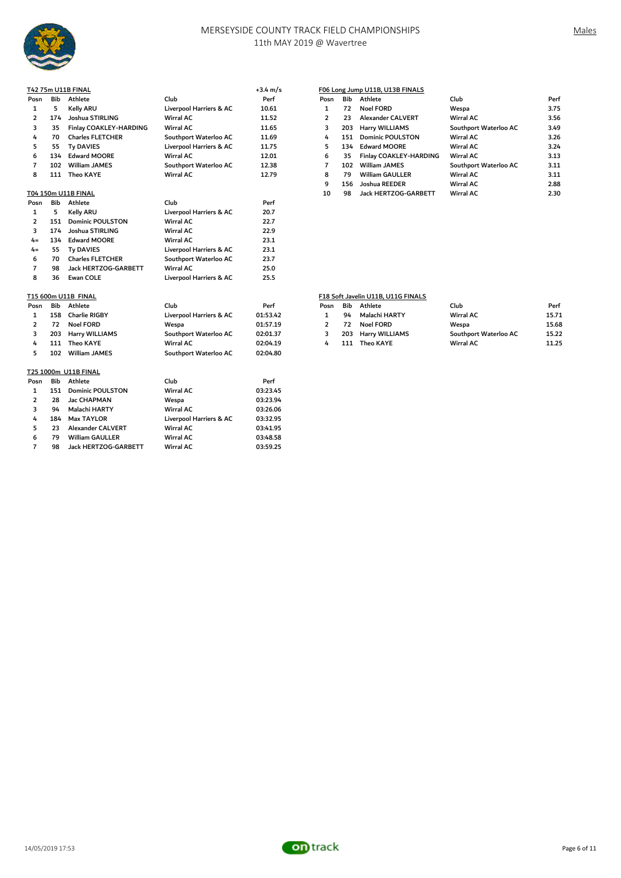# MERSEYSIDE COUNTY TRACK FIELD CHAMPIONSHIPS

11th MAY 2019 @ Wavertree

Males

### T42 75m U11B FINAL

+3.4 m/s

| Posn | Bib | Athlete | Club | Perf |
|---|---|---|---|---|
| 1 | 5 | Kelly ARU | Liverpool Harriers & AC | 10.61 |
| 2 | 174 | Joshua STIRLING | Wirral AC | 11.52 |
| 3 | 35 | Finlay COAKLEY-HARDING | Wirral AC | 11.65 |
| 4 | 70 | Charles FLETCHER | Southport Waterloo AC | 11.69 |
| 5 | 55 | Ty DAVIES | Liverpool Harriers & AC | 11.75 |
| 6 | 134 | Edward MOORE | Wirral AC | 12.01 |
| 7 | 102 | William JAMES | Southport Waterloo AC | 12.38 |
| 8 | 111 | Theo KAYE | Wirral AC | 12.79 |

### T04 150m U11B FINAL

| Posn | Bib | Athlete | Club | Perf |
|---|---|---|---|---|
| 1 | 5 | Kelly ARU | Liverpool Harriers & AC | 20.7 |
| 2 | 151 | Dominic POULSTON | Wirral AC | 22.7 |
| 3 | 174 | Joshua STIRLING | Wirral AC | 22.9 |
| 4= | 134 | Edward MOORE | Wirral AC | 23.1 |
| 4= | 55 | Ty DAVIES | Liverpool Harriers & AC | 23.1 |
| 6 | 70 | Charles FLETCHER | Southport Waterloo AC | 23.7 |
| 7 | 98 | Jack HERTZOG-GARBETT | Wirral AC | 25.0 |
| 8 | 36 | Ewan COLE | Liverpool Harriers & AC | 25.5 |

### T15 600m U11B FINAL

| Posn | Bib | Athlete | Club | Perf |
|---|---|---|---|---|
| 1 | 158 | Charlie RIGBY | Liverpool Harriers & AC | 01:53.42 |
| 2 | 72 | Noel FORD | Wespa | 01:57.19 |
| 3 | 203 | Harry WILLIAMS | Southport Waterloo AC | 02:01.37 |
| 4 | 111 | Theo KAYE | Wirral AC | 02:04.19 |
| 5 | 102 | William JAMES | Southport Waterloo AC | 02:04.80 |

### T25 1000m U11B FINAL

| Posn | Bib | Athlete | Club | Perf |
|---|---|---|---|---|
| 1 | 151 | Dominic POULSTON | Wirral AC | 03:23.45 |
| 2 | 28 | Jac CHAPMAN | Wespa | 03:23.94 |
| 3 | 94 | Malachi HARTY | Wirral AC | 03:26.06 |
| 4 | 184 | Max TAYLOR | Liverpool Harriers & AC | 03:32.95 |
| 5 | 23 | Alexander CALVERT | Wirral AC | 03:41.95 |
| 6 | 79 | William GAULLER | Wirral AC | 03:48.58 |
| 7 | 98 | Jack HERTZOG-GARBETT | Wirral AC | 03:59.25 |

### F06 Long Jump U11B, U13B FINALS

| Posn | Bib | Athlete | Club | Perf |
|---|---|---|---|---|
| 1 | 72 | Noel FORD | Wespa | 3.75 |
| 2 | 23 | Alexander CALVERT | Wirral AC | 3.56 |
| 3 | 203 | Harry WILLIAMS | Southport Waterloo AC | 3.49 |
| 4 | 151 | Dominic POULSTON | Wirral AC | 3.26 |
| 5 | 134 | Edward MOORE | Wirral AC | 3.24 |
| 6 | 35 | Finlay COAKLEY-HARDING | Wirral AC | 3.13 |
| 7 | 102 | William JAMES | Southport Waterloo AC | 3.11 |
| 8 | 79 | William GAULLER | Wirral AC | 3.11 |
| 9 | 156 | Joshua REEDER | Wirral AC | 2.88 |
| 10 | 98 | Jack HERTZOG-GARBETT | Wirral AC | 2.30 |

### F18 Soft Javelin U11B, U11G FINALS

| Posn | Bib | Athlete | Club | Perf |
|---|---|---|---|---|
| 1 | 94 | Malachi HARTY | Wirral AC | 15.71 |
| 2 | 72 | Noel FORD | Wespa | 15.68 |
| 3 | 203 | Harry WILLIAMS | Southport Waterloo AC | 15.22 |
| 4 | 111 | Theo KAYE | Wirral AC | 11.25 |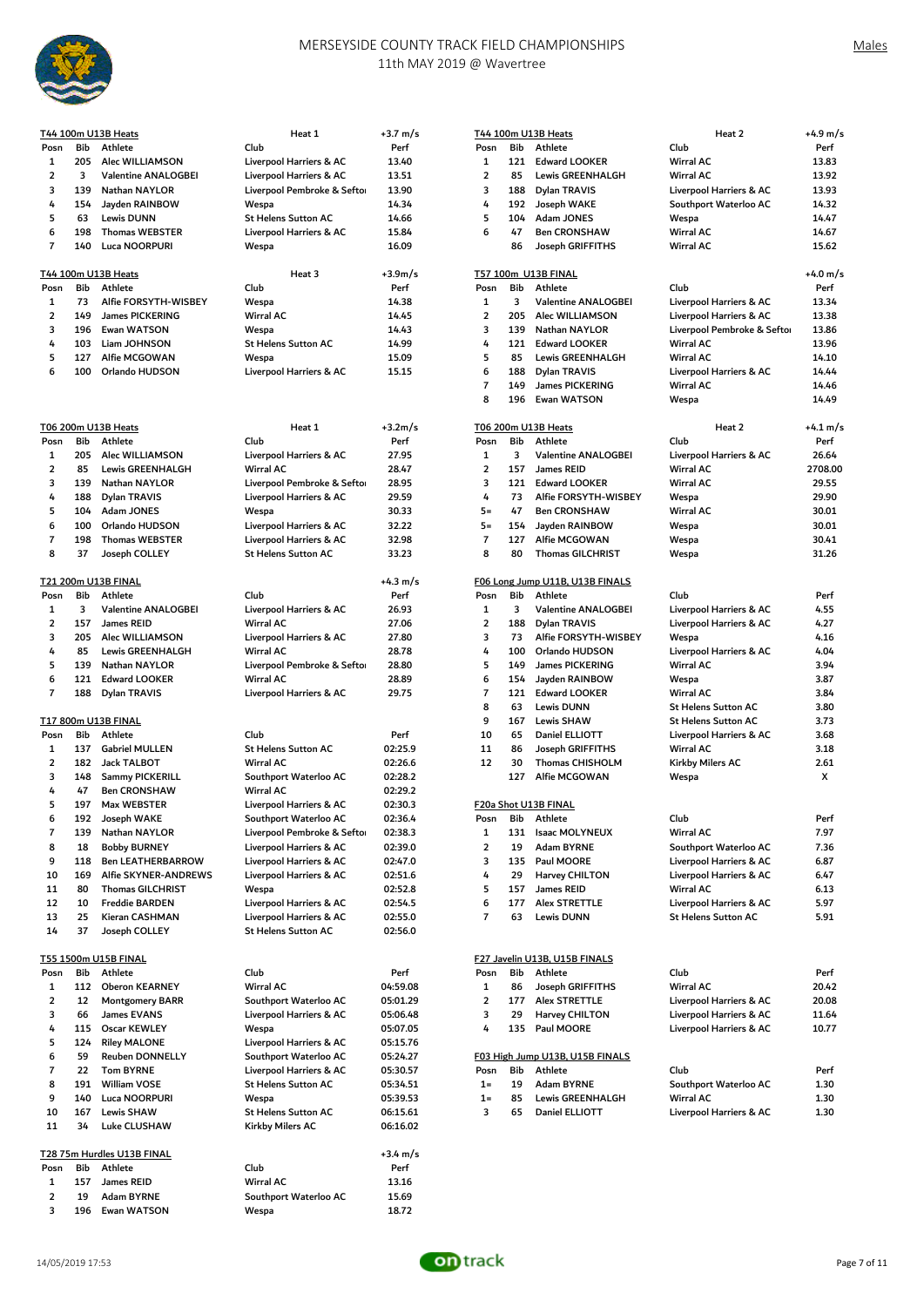# MERSEYSIDE COUNTY TRACK FIELD CHAMPIONSHIPS

11th MAY 2019 @ Wavertree

Males

### T44 100m U13B Heats — Heat 1 (+3.7 m/s)

| Posn | Bib | Athlete | Club | Perf |
|---|---|---|---|---|
| 1 | 205 | Alec WILLIAMSON | Liverpool Harriers & AC | 13.40 |
| 2 | 3 | Valentine ANALOGBEI | Liverpool Harriers & AC | 13.51 |
| 3 | 139 | Nathan NAYLOR | Liverpool Pembroke & Seftoı | 13.90 |
| 4 | 154 | Jayden RAINBOW | Wespa | 14.34 |
| 5 | 63 | Lewis DUNN | St Helens Sutton AC | 14.66 |
| 6 | 198 | Thomas WEBSTER | Liverpool Harriers & AC | 15.84 |
| 7 | 140 | Luca NOORPURI | Wespa | 16.09 |

### T44 100m U13B Heats — Heat 2 (+4.9 m/s)

| Posn | Bib | Athlete | Club | Perf |
|---|---|---|---|---|
| 1 | 121 | Edward LOOKER | Wirral AC | 13.83 |
| 2 | 85 | Lewis GREENHALGH | Wirral AC | 13.92 |
| 3 | 188 | Dylan TRAVIS | Liverpool Harriers & AC | 13.93 |
| 4 | 192 | Joseph WAKE | Southport Waterloo AC | 14.32 |
| 5 | 104 | Adam JONES | Wespa | 14.47 |
| 6 | 47 | Ben CRONSHAW | Wirral AC | 14.67 |
| 7 | 86 | Joseph GRIFFITHS | Wirral AC | 15.62 |

### T44 100m U13B Heats — Heat 3 (+3.9m/s)

| Posn | Bib | Athlete | Club | Perf |
|---|---|---|---|---|
| 1 | 73 | Alfie FORSYTH-WISBEY | Wespa | 14.38 |
| 2 | 149 | James PICKERING | Wirral AC | 14.45 |
| 3 | 196 | Ewan WATSON | Wespa | 14.43 |
| 4 | 103 | Liam JOHNSON | St Helens Sutton AC | 14.99 |
| 5 | 127 | Alfie MCGOWAN | Wespa | 15.09 |
| 6 | 100 | Orlando HUDSON | Liverpool Harriers & AC | 15.15 |

### T57 100m U13B FINAL (+4.0 m/s)

| Posn | Bib | Athlete | Club | Perf |
|---|---|---|---|---|
| 1 | 3 | Valentine ANALOGBEI | Liverpool Harriers & AC | 13.34 |
| 2 | 205 | Alec WILLIAMSON | Liverpool Harriers & AC | 13.38 |
| 3 | 139 | Nathan NAYLOR | Liverpool Pembroke & Seftoı | 13.86 |
| 4 | 121 | Edward LOOKER | Wirral AC | 13.96 |
| 5 | 85 | Lewis GREENHALGH | Wirral AC | 14.10 |
| 6 | 188 | Dylan TRAVIS | Liverpool Harriers & AC | 14.44 |
| 7 | 149 | James PICKERING | Wirral AC | 14.46 |
| 8 | 196 | Ewan WATSON | Wespa | 14.49 |

### T06 200m U13B Heats — Heat 1 (+3.2m/s)

| Posn | Bib | Athlete | Club | Perf |
|---|---|---|---|---|
| 1 | 205 | Alec WILLIAMSON | Liverpool Harriers & AC | 27.95 |
| 2 | 85 | Lewis GREENHALGH | Wirral AC | 28.47 |
| 3 | 139 | Nathan NAYLOR | Liverpool Pembroke & Seftoı | 28.95 |
| 4 | 188 | Dylan TRAVIS | Liverpool Harriers & AC | 29.59 |
| 5 | 104 | Adam JONES | Wespa | 30.33 |
| 6 | 100 | Orlando HUDSON | Liverpool Harriers & AC | 32.22 |
| 7 | 198 | Thomas WEBSTER | Liverpool Harriers & AC | 32.98 |
| 8 | 37 | Joseph COLLEY | St Helens Sutton AC | 33.23 |

### T06 200m U13B Heats — Heat 2 (+4.1 m/s)

| Posn | Bib | Athlete | Club | Perf |
|---|---|---|---|---|
| 1 | 3 | Valentine ANALOGBEI | Liverpool Harriers & AC | 26.64 |
| 2 | 157 | James REID | Wirral AC | 2708.00 |
| 3 | 121 | Edward LOOKER | Wirral AC | 29.55 |
| 4 | 73 | Alfie FORSYTH-WISBEY | Wespa | 29.90 |
| 5= | 47 | Ben CRONSHAW | Wirral AC | 30.01 |
| 5= | 154 | Jayden RAINBOW | Wespa | 30.01 |
| 7 | 127 | Alfie MCGOWAN | Wespa | 30.41 |
| 8 | 80 | Thomas GILCHRIST | Wespa | 31.26 |

### T21 200m U13B FINAL (+4.3 m/s)

| Posn | Bib | Athlete | Club | Perf |
|---|---|---|---|---|
| 1 | 3 | Valentine ANALOGBEI | Liverpool Harriers & AC | 26.93 |
| 2 | 157 | James REID | Wirral AC | 27.06 |
| 3 | 205 | Alec WILLIAMSON | Liverpool Harriers & AC | 27.80 |
| 4 | 85 | Lewis GREENHALGH | Wirral AC | 28.78 |
| 5 | 139 | Nathan NAYLOR | Liverpool Pembroke & Seftoı | 28.80 |
| 6 | 121 | Edward LOOKER | Wirral AC | 28.89 |
| 7 | 188 | Dylan TRAVIS | Liverpool Harriers & AC | 29.75 |

### F06 Long Jump U11B, U13B FINALS

| Posn | Bib | Athlete | Club | Perf |
|---|---|---|---|---|
| 1 | 3 | Valentine ANALOGBEI | Liverpool Harriers & AC | 4.55 |
| 2 | 188 | Dylan TRAVIS | Liverpool Harriers & AC | 4.27 |
| 3 | 73 | Alfie FORSYTH-WISBEY | Wespa | 4.16 |
| 4 | 100 | Orlando HUDSON | Liverpool Harriers & AC | 4.04 |
| 5 | 149 | James PICKERING | Wirral AC | 3.94 |
| 6 | 154 | Jayden RAINBOW | Wespa | 3.87 |
| 7 | 121 | Edward LOOKER | Wirral AC | 3.84 |
| 8 | 63 | Lewis DUNN | St Helens Sutton AC | 3.80 |
| 9 | 167 | Lewis SHAW | St Helens Sutton AC | 3.73 |
| 10 | 65 | Daniel ELLIOTT | Liverpool Harriers & AC | 3.68 |
| 11 | 86 | Joseph GRIFFITHS | Wirral AC | 3.18 |
| 12 | 30 | Thomas CHISHOLM | Kirkby Milers AC | 2.61 |
| | 127 | Alfie MCGOWAN | Wespa | X |

### T17 800m U13B FINAL

| Posn | Bib | Athlete | Club | Perf |
|---|---|---|---|---|
| 1 | 137 | Gabriel MULLEN | St Helens Sutton AC | 02:25.9 |
| 2 | 182 | Jack TALBOT | Wirral AC | 02:26.6 |
| 3 | 148 | Sammy PICKERILL | Southport Waterloo AC | 02:28.2 |
| 4 | 47 | Ben CRONSHAW | Wirral AC | 02:29.2 |
| 5 | 197 | Max WEBSTER | Liverpool Harriers & AC | 02:30.3 |
| 6 | 192 | Joseph WAKE | Southport Waterloo AC | 02:36.4 |
| 7 | 139 | Nathan NAYLOR | Liverpool Pembroke & Seftoı | 02:38.3 |
| 8 | 18 | Bobby BURNEY | Liverpool Harriers & AC | 02:39.0 |
| 9 | 118 | Ben LEATHERBARROW | Liverpool Harriers & AC | 02:47.0 |
| 10 | 169 | Alfie SKYNER-ANDREWS | Liverpool Harriers & AC | 02:51.6 |
| 11 | 80 | Thomas GILCHRIST | Wespa | 02:52.8 |
| 12 | 10 | Freddie BARDEN | Liverpool Harriers & AC | 02:54.5 |
| 13 | 25 | Kieran CASHMAN | Liverpool Harriers & AC | 02:55.0 |
| 14 | 37 | Joseph COLLEY | St Helens Sutton AC | 02:56.0 |

### F20a Shot U13B FINAL

| Posn | Bib | Athlete | Club | Perf |
|---|---|---|---|---|
| 1 | 131 | Isaac MOLYNEUX | Wirral AC | 7.97 |
| 2 | 19 | Adam BYRNE | Southport Waterloo AC | 7.36 |
| 3 | 135 | Paul MOORE | Liverpool Harriers & AC | 6.87 |
| 4 | 29 | Harvey CHILTON | Liverpool Harriers & AC | 6.47 |
| 5 | 157 | James REID | Wirral AC | 6.13 |
| 6 | 177 | Alex STRETTLE | Liverpool Harriers & AC | 5.97 |
| 7 | 63 | Lewis DUNN | St Helens Sutton AC | 5.91 |

### T55 1500m U15B FINAL

| Posn | Bib | Athlete | Club | Perf |
|---|---|---|---|---|
| 1 | 112 | Oberon KEARNEY | Wirral AC | 04:59.08 |
| 2 | 12 | Montgomery BARR | Southport Waterloo AC | 05:01.29 |
| 3 | 66 | James EVANS | Liverpool Harriers & AC | 05:06.48 |
| 4 | 115 | Oscar KEWLEY | Wespa | 05:07.05 |
| 5 | 124 | Riley MALONE | Liverpool Harriers & AC | 05:15.76 |
| 6 | 59 | Reuben DONNELLY | Southport Waterloo AC | 05:24.27 |
| 7 | 22 | Tom BYRNE | Liverpool Harriers & AC | 05:30.57 |
| 8 | 191 | William VOSE | St Helens Sutton AC | 05:34.51 |
| 9 | 140 | Luca NOORPURI | Wespa | 05:39.53 |
| 10 | 167 | Lewis SHAW | St Helens Sutton AC | 06:15.61 |
| 11 | 34 | Luke CLUSHAW | Kirkby Milers AC | 06:16.02 |

### F27 Javelin U13B, U15B FINALS

| Posn | Bib | Athlete | Club | Perf |
|---|---|---|---|---|
| 1 | 86 | Joseph GRIFFITHS | Wirral AC | 20.42 |
| 2 | 177 | Alex STRETTLE | Liverpool Harriers & AC | 20.08 |
| 3 | 29 | Harvey CHILTON | Liverpool Harriers & AC | 11.64 |
| 4 | 135 | Paul MOORE | Liverpool Harriers & AC | 10.77 |

### F03 High Jump U13B, U15B FINALS

| Posn | Bib | Athlete | Club | Perf |
|---|---|---|---|---|
| 1= | 19 | Adam BYRNE | Southport Waterloo AC | 1.30 |
| 1= | 85 | Lewis GREENHALGH | Wirral AC | 1.30 |
| 3 | 65 | Daniel ELLIOTT | Liverpool Harriers & AC | 1.30 |

### T28 75m Hurdles U13B FINAL (+3.4 m/s)

| Posn | Bib | Athlete | Club | Perf |
|---|---|---|---|---|
| 1 | 157 | James REID | Wirral AC | 13.16 |
| 2 | 19 | Adam BYRNE | Southport Waterloo AC | 15.69 |
| 3 | 196 | Ewan WATSON | Wespa | 18.72 |

14/05/2019 17:53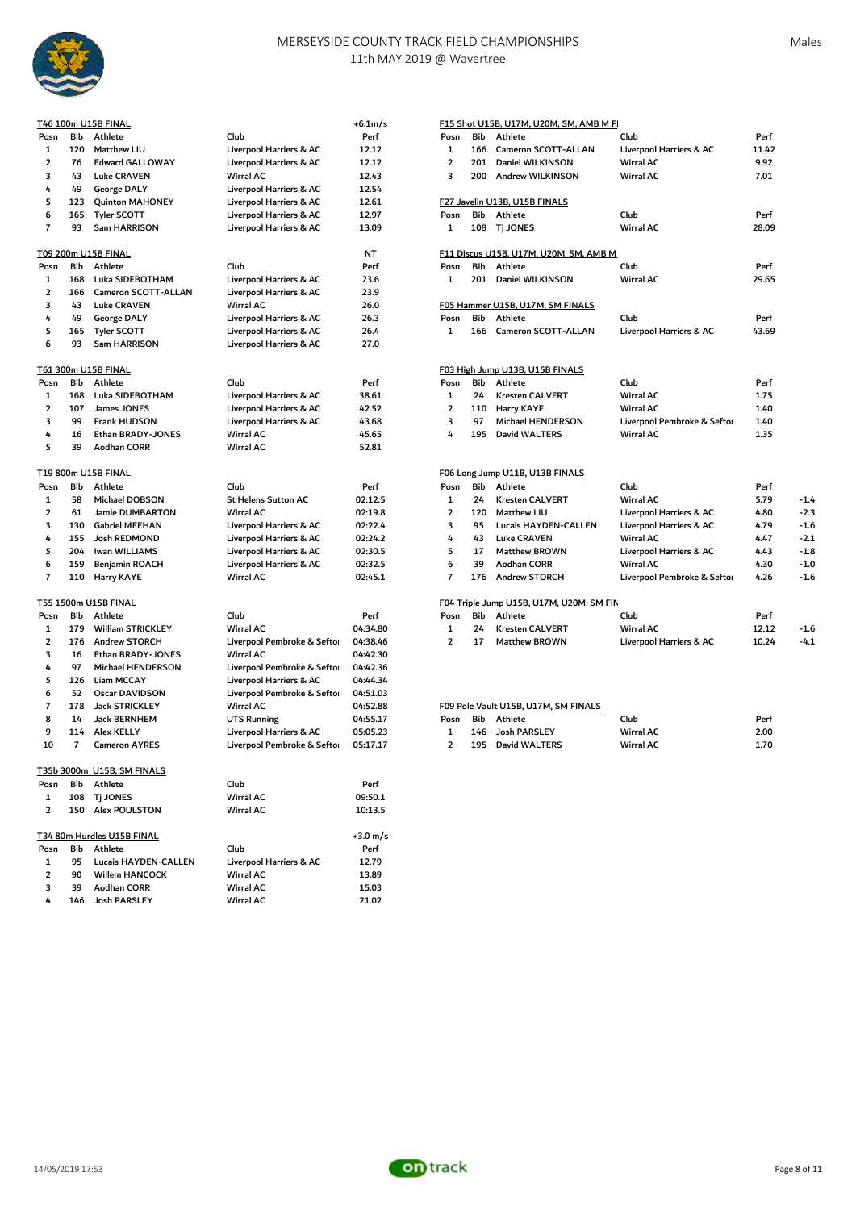# MERSEYSIDE COUNTY TRACK FIELD CHAMPIONSHIPS

11th MAY 2019 @ Wavertree

Males

### T46 100m U15B FINAL

+6.1m/s

| Posn | Bib | Athlete | Club | Perf |
|---|---|---|---|---|
| 1 | 120 | Matthew LIU | Liverpool Harriers & AC | 12.12 |
| 2 | 76 | Edward GALLOWAY | Liverpool Harriers & AC | 12.12 |
| 3 | 43 | Luke CRAVEN | Wirral AC | 12.43 |
| 4 | 49 | George DALY | Liverpool Harriers & AC | 12.54 |
| 5 | 123 | Quinton MAHONEY | Liverpool Harriers & AC | 12.61 |
| 6 | 165 | Tyler SCOTT | Liverpool Harriers & AC | 12.97 |
| 7 | 93 | Sam HARRISON | Liverpool Harriers & AC | 13.09 |

### T09 200m U15B FINAL

NT

| Posn | Bib | Athlete | Club | Perf |
|---|---|---|---|---|
| 1 | 168 | Luka SIDEBOTHAM | Liverpool Harriers & AC | 23.6 |
| 2 | 166 | Cameron SCOTT-ALLAN | Liverpool Harriers & AC | 23.9 |
| 3 | 43 | Luke CRAVEN | Wirral AC | 26.0 |
| 4 | 49 | George DALY | Liverpool Harriers & AC | 26.3 |
| 5 | 165 | Tyler SCOTT | Liverpool Harriers & AC | 26.4 |
| 6 | 93 | Sam HARRISON | Liverpool Harriers & AC | 27.0 |

### T61 300m U15B FINAL

| Posn | Bib | Athlete | Club | Perf |
|---|---|---|---|---|
| 1 | 168 | Luka SIDEBOTHAM | Liverpool Harriers & AC | 38.61 |
| 2 | 107 | James JONES | Liverpool Harriers & AC | 42.52 |
| 3 | 99 | Frank HUDSON | Liverpool Harriers & AC | 43.68 |
| 4 | 16 | Ethan BRADY-JONES | Wirral AC | 45.65 |
| 5 | 39 | Aodhan CORR | Wirral AC | 52.81 |

### T19 800m U15B FINAL

| Posn | Bib | Athlete | Club | Perf |
|---|---|---|---|---|
| 1 | 58 | Michael DOBSON | St Helens Sutton AC | 02:12.5 |
| 2 | 61 | Jamie DUMBARTON | Wirral AC | 02:19.8 |
| 3 | 130 | Gabriel MEEHAN | Liverpool Harriers & AC | 02:22.4 |
| 4 | 155 | Josh REDMOND | Liverpool Harriers & AC | 02:24.2 |
| 5 | 204 | Iwan WILLIAMS | Liverpool Harriers & AC | 02:30.5 |
| 6 | 159 | Benjamin ROACH | Liverpool Harriers & AC | 02:32.5 |
| 7 | 110 | Harry KAYE | Wirral AC | 02:45.1 |

### T55 1500m U15B FINAL

| Posn | Bib | Athlete | Club | Perf |
|---|---|---|---|---|
| 1 | 179 | William STRICKLEY | Wirral AC | 04:34.80 |
| 2 | 176 | Andrew STORCH | Liverpool Pembroke & Sefto | 04:38.46 |
| 3 | 16 | Ethan BRADY-JONES | Wirral AC | 04:42.30 |
| 4 | 97 | Michael HENDERSON | Liverpool Pembroke & Sefto | 04:42.36 |
| 5 | 126 | Liam MCCAY | Liverpool Harriers & AC | 04:44.34 |
| 6 | 52 | Oscar DAVIDSON | Liverpool Pembroke & Sefto | 04:51.03 |
| 7 | 178 | Jack STRICKLEY | Wirral AC | 04:52.88 |
| 8 | 14 | Jack BERNHEM | UTS Running | 04:55.17 |
| 9 | 114 | Alex KELLY | Liverpool Harriers & AC | 05:05.23 |
| 10 | 7 | Cameron AYRES | Liverpool Pembroke & Sefto | 05:17.17 |

### T35b 3000m U15B, SM FINALS

| Posn | Bib | Athlete | Club | Perf |
|---|---|---|---|---|
| 1 | 108 | Tj JONES | Wirral AC | 09:50.1 |
| 2 | 150 | Alex POULSTON | Wirral AC | 10:13.5 |

### T34 80m Hurdles U15B FINAL

+3.0 m/s

| Posn | Bib | Athlete | Club | Perf |
|---|---|---|---|---|
| 1 | 95 | Lucais HAYDEN-CALLEN | Liverpool Harriers & AC | 12.79 |
| 2 | 90 | Willem HANCOCK | Wirral AC | 13.89 |
| 3 | 39 | Aodhan CORR | Wirral AC | 15.03 |
| 4 | 146 | Josh PARSLEY | Wirral AC | 21.02 |

### F15 Shot U15B, U17M, U20M, SM, AMB M FI

| Posn | Bib | Athlete | Club | Perf |
|---|---|---|---|---|
| 1 | 166 | Cameron SCOTT-ALLAN | Liverpool Harriers & AC | 11.42 |
| 2 | 201 | Daniel WILKINSON | Wirral AC | 9.92 |
| 3 | 200 | Andrew WILKINSON | Wirral AC | 7.01 |

### F27 Javelin U13B, U15B FINALS

| Posn | Bib | Athlete | Club | Perf |
|---|---|---|---|---|
| 1 | 108 | Tj JONES | Wirral AC | 28.09 |

### F11 Discus U15B, U17M, U20M, SM, AMB M

| Posn | Bib | Athlete | Club | Perf |
|---|---|---|---|---|
| 1 | 201 | Daniel WILKINSON | Wirral AC | 29.65 |

### F05 Hammer U15B, U17M, SM FINALS

| Posn | Bib | Athlete | Club | Perf |
|---|---|---|---|---|
| 1 | 166 | Cameron SCOTT-ALLAN | Liverpool Harriers & AC | 43.69 |

### F03 High Jump U13B, U15B FINALS

| Posn | Bib | Athlete | Club | Perf |
|---|---|---|---|---|
| 1 | 24 | Kresten CALVERT | Wirral AC | 1.75 |
| 2 | 110 | Harry KAYE | Wirral AC | 1.40 |
| 3 | 97 | Michael HENDERSON | Liverpool Pembroke & Sefto | 1.40 |
| 4 | 195 | David WALTERS | Wirral AC | 1.35 |

### F06 Long Jump U11B, U13B FINALS

| Posn | Bib | Athlete | Club | Perf | |
|---|---|---|---|---|---|
| 1 | 24 | Kresten CALVERT | Wirral AC | 5.79 | -1.4 |
| 2 | 120 | Matthew LIU | Liverpool Harriers & AC | 4.80 | -2.3 |
| 3 | 95 | Lucais HAYDEN-CALLEN | Liverpool Harriers & AC | 4.79 | -1.6 |
| 4 | 43 | Luke CRAVEN | Wirral AC | 4.47 | -2.1 |
| 5 | 17 | Matthew BROWN | Liverpool Harriers & AC | 4.43 | -1.8 |
| 6 | 39 | Aodhan CORR | Wirral AC | 4.30 | -1.0 |
| 7 | 176 | Andrew STORCH | Liverpool Pembroke & Sefto | 4.26 | -1.6 |

### F04 Triple Jump U15B, U17M, U20M, SM FIN

| Posn | Bib | Athlete | Club | Perf | |
|---|---|---|---|---|---|
| 1 | 24 | Kresten CALVERT | Wirral AC | 12.12 | -1.6 |
| 2 | 17 | Matthew BROWN | Liverpool Harriers & AC | 10.24 | -4.1 |

### F09 Pole Vault U15B, U17M, SM FINALS

| Posn | Bib | Athlete | Club | Perf |
|---|---|---|---|---|
| 1 | 146 | Josh PARSLEY | Wirral AC | 2.00 |
| 2 | 195 | David WALTERS | Wirral AC | 1.70 |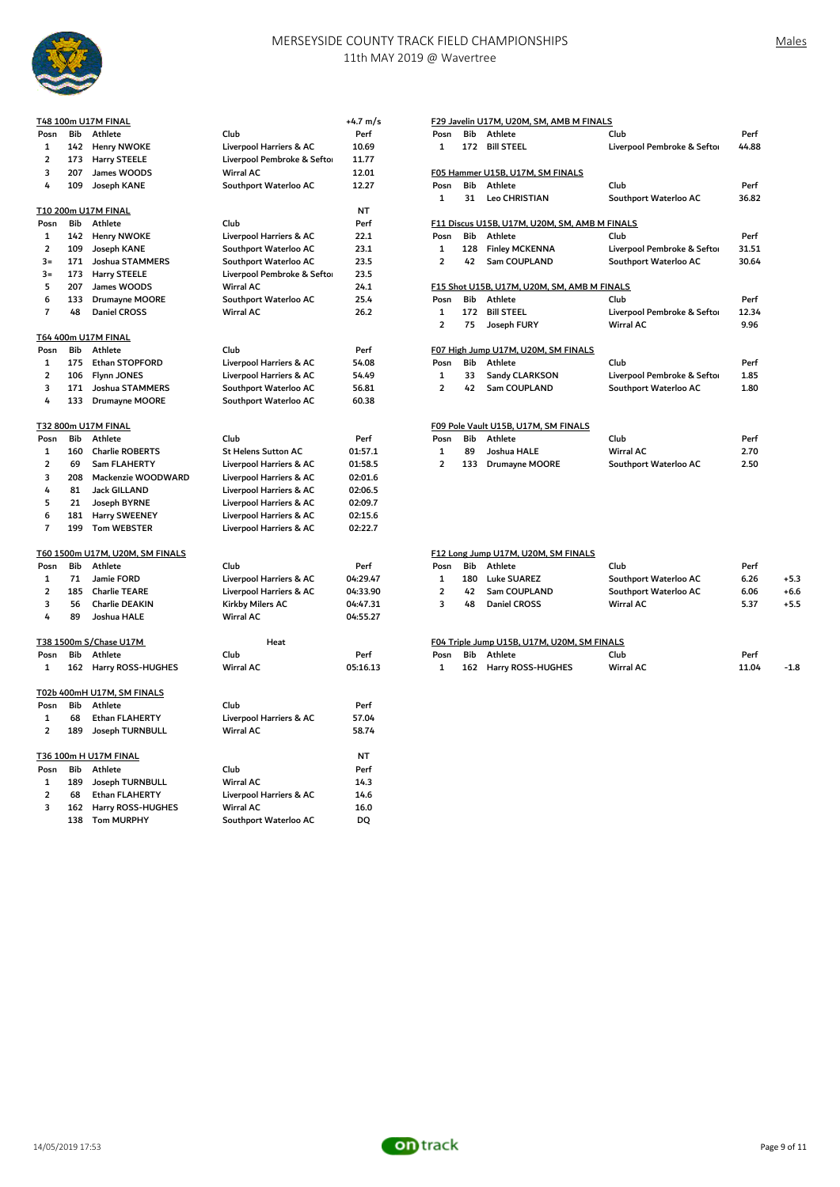# MERSEYSIDE COUNTY TRACK FIELD CHAMPIONSHIPS

11th MAY 2019 @ Wavertree

Males

## T48 100m U17M FINAL

+4.7 m/s

| Posn | Bib | Athlete | Club | Perf |
|---|---|---|---|---|
| 1 | 142 | Henry NWOKE | Liverpool Harriers & AC | 10.69 |
| 2 | 173 | Harry STEELE | Liverpool Pembroke & Seftoı | 11.77 |
| 3 | 207 | James WOODS | Wirral AC | 12.01 |
| 4 | 109 | Joseph KANE | Southport Waterloo AC | 12.27 |

## T10 200m U17M FINAL

NT

| Posn | Bib | Athlete | Club | Perf |
|---|---|---|---|---|
| 1 | 142 | Henry NWOKE | Liverpool Harriers & AC | 22.1 |
| 2 | 109 | Joseph KANE | Southport Waterloo AC | 23.1 |
| 3= | 171 | Joshua STAMMERS | Southport Waterloo AC | 23.5 |
| 3= | 173 | Harry STEELE | Liverpool Pembroke & Seftoı | 23.5 |
| 5 | 207 | James WOODS | Wirral AC | 24.1 |
| 6 | 133 | Drumayne MOORE | Southport Waterloo AC | 25.4 |
| 7 | 48 | Daniel CROSS | Wirral AC | 26.2 |

## T64 400m U17M FINAL

| Posn | Bib | Athlete | Club | Perf |
|---|---|---|---|---|
| 1 | 175 | Ethan STOPFORD | Liverpool Harriers & AC | 54.08 |
| 2 | 106 | Flynn JONES | Liverpool Harriers & AC | 54.49 |
| 3 | 171 | Joshua STAMMERS | Southport Waterloo AC | 56.81 |
| 4 | 133 | Drumayne MOORE | Southport Waterloo AC | 60.38 |

## T32 800m U17M FINAL

| Posn | Bib | Athlete | Club | Perf |
|---|---|---|---|---|
| 1 | 160 | Charlie ROBERTS | St Helens Sutton AC | 01:57.1 |
| 2 | 69 | Sam FLAHERTY | Liverpool Harriers & AC | 01:58.5 |
| 3 | 208 | Mackenzie WOODWARD | Liverpool Harriers & AC | 02:01.6 |
| 4 | 81 | Jack GILLAND | Liverpool Harriers & AC | 02:06.5 |
| 5 | 21 | Joseph BYRNE | Liverpool Harriers & AC | 02:09.7 |
| 6 | 181 | Harry SWEENEY | Liverpool Harriers & AC | 02:15.6 |
| 7 | 199 | Tom WEBSTER | Liverpool Harriers & AC | 02:22.7 |

## T60 1500m U17M, U20M, SM FINALS

| Posn | Bib | Athlete | Club | Perf |
|---|---|---|---|---|
| 1 | 71 | Jamie FORD | Liverpool Harriers & AC | 04:29.47 |
| 2 | 185 | Charlie TEARE | Liverpool Harriers & AC | 04:33.90 |
| 3 | 56 | Charlie DEAKIN | Kirkby Milers AC | 04:47.31 |
| 4 | 89 | Joshua HALE | Wirral AC | 04:55.27 |

## T38 1500m S/Chase U17M

Heat

| Posn | Bib | Athlete | Club | Perf |
|---|---|---|---|---|
| 1 | 162 | Harry ROSS-HUGHES | Wirral AC | 05:16.13 |

## T02b 400mH U17M, SM FINALS

| Posn | Bib | Athlete | Club | Perf |
|---|---|---|---|---|
| 1 | 68 | Ethan FLAHERTY | Liverpool Harriers & AC | 57.04 |
| 2 | 189 | Joseph TURNBULL | Wirral AC | 58.74 |

## T36 100m H U17M FINAL

NT

| Posn | Bib | Athlete | Club | Perf |
|---|---|---|---|---|
| 1 | 189 | Joseph TURNBULL | Wirral AC | 14.3 |
| 2 | 68 | Ethan FLAHERTY | Liverpool Harriers & AC | 14.6 |
| 3 | 162 | Harry ROSS-HUGHES | Wirral AC | 16.0 |
| | 138 | Tom MURPHY | Southport Waterloo AC | DQ |

## F29 Javelin U17M, U20M, SM, AMB M FINALS

| Posn | Bib | Athlete | Club | Perf |
|---|---|---|---|---|
| 1 | 172 | Bill STEEL | Liverpool Pembroke & Seftoı | 44.88 |

## F05 Hammer U15B, U17M, SM FINALS

| Posn | Bib | Athlete | Club | Perf |
|---|---|---|---|---|
| 1 | 31 | Leo CHRISTIAN | Southport Waterloo AC | 36.82 |

## F11 Discus U15B, U17M, U20M, SM, AMB M FINALS

| Posn | Bib | Athlete | Club | Perf |
|---|---|---|---|---|
| 1 | 128 | Finley MCKENNA | Liverpool Pembroke & Seftoı | 31.51 |
| 2 | 42 | Sam COUPLAND | Southport Waterloo AC | 30.64 |

## F15 Shot U15B, U17M, U20M, SM, AMB M FINALS

| Posn | Bib | Athlete | Club | Perf |
|---|---|---|---|---|
| 1 | 172 | Bill STEEL | Liverpool Pembroke & Seftoı | 12.34 |
| 2 | 75 | Joseph FURY | Wirral AC | 9.96 |

## F07 High Jump U17M, U20M, SM FINALS

| Posn | Bib | Athlete | Club | Perf |
|---|---|---|---|---|
| 1 | 33 | Sandy CLARKSON | Liverpool Pembroke & Seftoı | 1.85 |
| 2 | 42 | Sam COUPLAND | Southport Waterloo AC | 1.80 |

## F09 Pole Vault U15B, U17M, SM FINALS

| Posn | Bib | Athlete | Club | Perf |
|---|---|---|---|---|
| 1 | 89 | Joshua HALE | Wirral AC | 2.70 |
| 2 | 133 | Drumayne MOORE | Southport Waterloo AC | 2.50 |

## F12 Long Jump U17M, U20M, SM FINALS

| Posn | Bib | Athlete | Club | Perf | |
|---|---|---|---|---|---|
| 1 | 180 | Luke SUAREZ | Southport Waterloo AC | 6.26 | +5.3 |
| 2 | 42 | Sam COUPLAND | Southport Waterloo AC | 6.06 | +6.6 |
| 3 | 48 | Daniel CROSS | Wirral AC | 5.37 | +5.5 |

## F04 Triple Jump U15B, U17M, U20M, SM FINALS

| Posn | Bib | Athlete | Club | Perf | |
|---|---|---|---|---|---|
| 1 | 162 | Harry ROSS-HUGHES | Wirral AC | 11.04 | -1.8 |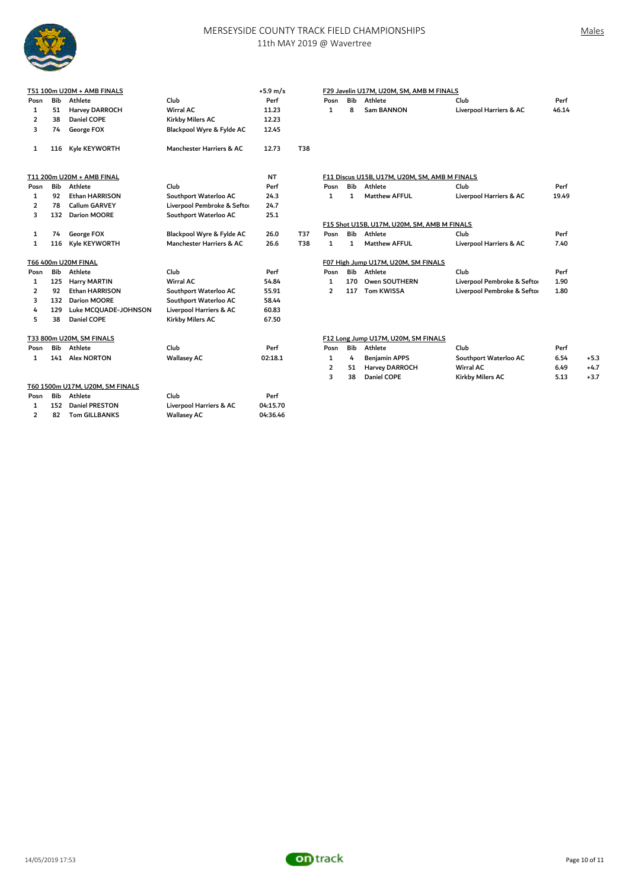# MERSEYSIDE COUNTY TRACK FIELD CHAMPIONSHIPS

11th MAY 2019 @ Wavertree

Males

## T51 100m U20M + AMB FINALS

+5.9 m/s

| Posn | Bib | Athlete | Club | Perf | |
|---|---|---|---|---|---|
| 1 | 51 | Harvey DARROCH | Wirral AC | 11.23 | |
| 2 | 38 | Daniel COPE | Kirkby Milers AC | 12.23 | |
| 3 | 74 | George FOX | Blackpool Wyre & Fylde AC | 12.45 | |
| 1 | 116 | Kyle KEYWORTH | Manchester Harriers & AC | 12.73 | T38 |

## T11 200m U20M + AMB FINAL

NT

| Posn | Bib | Athlete | Club | Perf | |
|---|---|---|---|---|---|
| 1 | 92 | Ethan HARRISON | Southport Waterloo AC | 24.3 | |
| 2 | 78 | Callum GARVEY | Liverpool Pembroke & Seftor | 24.7 | |
| 3 | 132 | Darion MOORE | Southport Waterloo AC | 25.1 | |
| 1 | 74 | George FOX | Blackpool Wyre & Fylde AC | 26.0 | T37 |
| 1 | 116 | Kyle KEYWORTH | Manchester Harriers & AC | 26.6 | T38 |

## T66 400m U20M FINAL

| Posn | Bib | Athlete | Club | Perf |
|---|---|---|---|---|
| 1 | 125 | Harry MARTIN | Wirral AC | 54.84 |
| 2 | 92 | Ethan HARRISON | Southport Waterloo AC | 55.91 |
| 3 | 132 | Darion MOORE | Southport Waterloo AC | 58.44 |
| 4 | 129 | Luke MCQUADE-JOHNSON | Liverpool Harriers & AC | 60.83 |
| 5 | 38 | Daniel COPE | Kirkby Milers AC | 67.50 |

## T33 800m U20M, SM FINALS

| Posn | Bib | Athlete | Club | Perf |
|---|---|---|---|---|
| 1 | 141 | Alex NORTON | Wallasey AC | 02:18.1 |

## T60 1500m U17M, U20M, SM FINALS

| Posn | Bib | Athlete | Club | Perf |
|---|---|---|---|---|
| 1 | 152 | Daniel PRESTON | Liverpool Harriers & AC | 04:15.70 |
| 2 | 82 | Tom GILLBANKS | Wallasey AC | 04:36.46 |

## F29 Javelin U17M, U20M, SM, AMB M FINALS

| Posn | Bib | Athlete | Club | Perf |
|---|---|---|---|---|
| 1 | 8 | Sam BANNON | Liverpool Harriers & AC | 46.14 |

## F11 Discus U15B, U17M, U20M, SM, AMB M FINALS

| Posn | Bib | Athlete | Club | Perf |
|---|---|---|---|---|
| 1 | 1 | Matthew AFFUL | Liverpool Harriers & AC | 19.49 |

## F15 Shot U15B, U17M, U20M, SM, AMB M FINALS

| Posn | Bib | Athlete | Club | Perf |
|---|---|---|---|---|
| 1 | 1 | Matthew AFFUL | Liverpool Harriers & AC | 7.40 |

## F07 High Jump U17M, U20M, SM FINALS

| Posn | Bib | Athlete | Club | Perf |
|---|---|---|---|---|
| 1 | 170 | Owen SOUTHERN | Liverpool Pembroke & Seftor | 1.90 |
| 2 | 117 | Tom KWISSA | Liverpool Pembroke & Seftor | 1.80 |

## F12 Long Jump U17M, U20M, SM FINALS

| Posn | Bib | Athlete | Club | Perf | |
|---|---|---|---|---|---|
| 1 | 4 | Benjamin APPS | Southport Waterloo AC | 6.54 | +5.3 |
| 2 | 51 | Harvey DARROCH | Wirral AC | 6.49 | +4.7 |
| 3 | 38 | Daniel COPE | Kirkby Milers AC | 5.13 | +3.7 |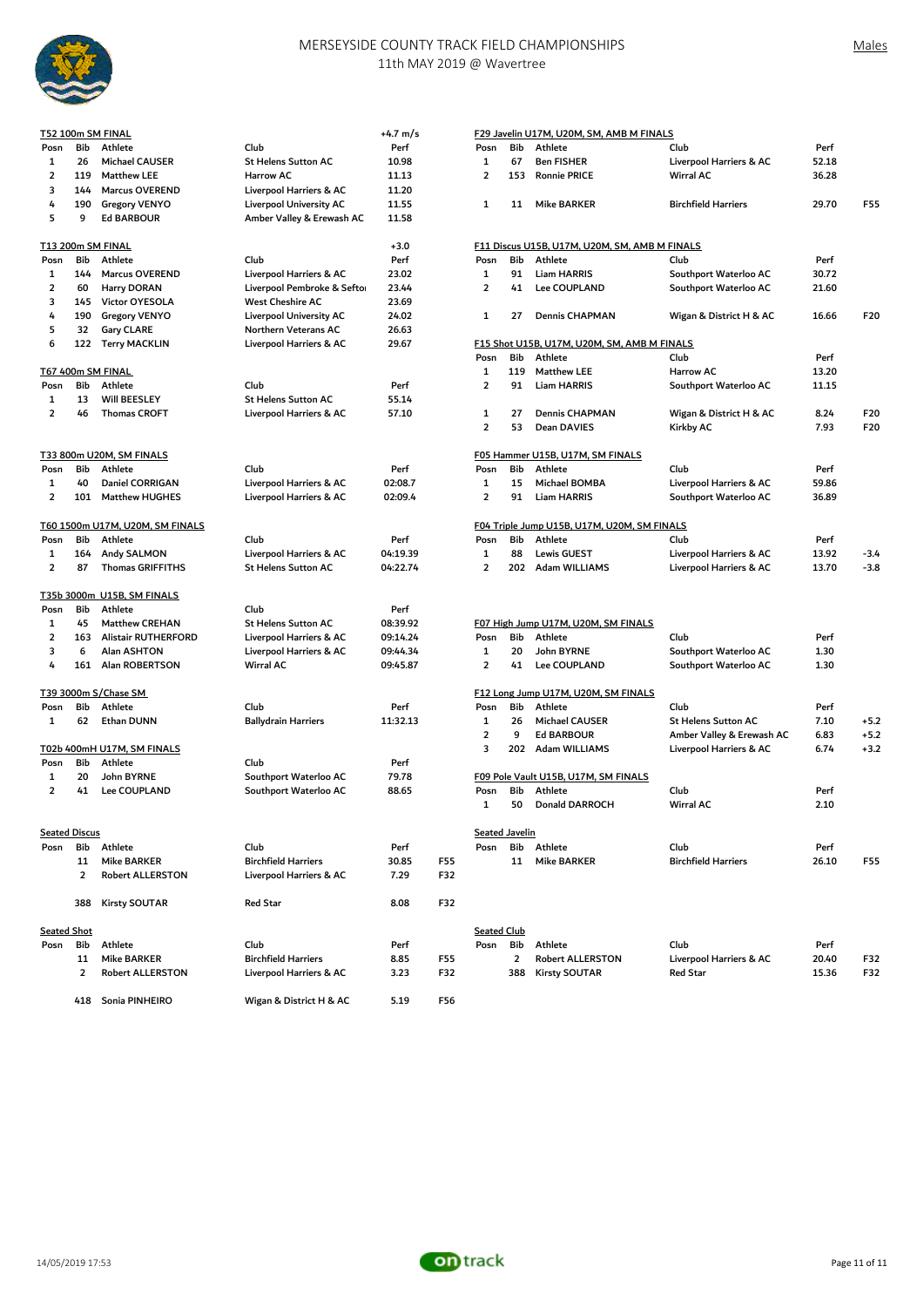# MERSEYSIDE COUNTY TRACK FIELD CHAMPIONSHIPS

11th MAY 2019 @ Wavertree

Males

**T52 100m SM FINAL** +4.7 m/s

| Posn | Bib | Athlete | Club | Perf |
|---|---|---|---|---|
| 1 | 26 | Michael CAUSER | St Helens Sutton AC | 10.98 |
| 2 | 119 | Matthew LEE | Harrow AC | 11.13 |
| 3 | 144 | Marcus OVEREND | Liverpool Harriers & AC | 11.20 |
| 4 | 190 | Gregory VENYO | Liverpool University AC | 11.55 |
| 5 | 9 | Ed BARBOUR | Amber Valley & Erewash AC | 11.58 |

**T13 200m SM FINAL** +3.0

| Posn | Bib | Athlete | Club | Perf |
|---|---|---|---|---|
| 1 | 144 | Marcus OVEREND | Liverpool Harriers & AC | 23.02 |
| 2 | 60 | Harry DORAN | Liverpool Pembroke & Sefto | 23.44 |
| 3 | 145 | Victor OYESOLA | West Cheshire AC | 23.69 |
| 4 | 190 | Gregory VENYO | Liverpool University AC | 24.02 |
| 5 | 32 | Gary CLARE | Northern Veterans AC | 26.63 |
| 6 | 122 | Terry MACKLIN | Liverpool Harriers & AC | 29.67 |

**T67 400m SM FINAL**

| Posn | Bib | Athlete | Club | Perf |
|---|---|---|---|---|
| 1 | 13 | Will BEESLEY | St Helens Sutton AC | 55.14 |
| 2 | 46 | Thomas CROFT | Liverpool Harriers & AC | 57.10 |

**T33 800m U20M, SM FINALS**

| Posn | Bib | Athlete | Club | Perf |
|---|---|---|---|---|
| 1 | 40 | Daniel CORRIGAN | Liverpool Harriers & AC | 02:08.7 |
| 2 | 101 | Matthew HUGHES | Liverpool Harriers & AC | 02:09.4 |

**T60 1500m U17M, U20M, SM FINALS**

| Posn | Bib | Athlete | Club | Perf |
|---|---|---|---|---|
| 1 | 164 | Andy SALMON | Liverpool Harriers & AC | 04:19.39 |
| 2 | 87 | Thomas GRIFFITHS | St Helens Sutton AC | 04:22.74 |

**T35b 3000m U15B, SM FINALS**

| Posn | Bib | Athlete | Club | Perf |
|---|---|---|---|---|
| 1 | 45 | Matthew CREHAN | St Helens Sutton AC | 08:39.92 |
| 2 | 163 | Alistair RUTHERFORD | Liverpool Harriers & AC | 09:14.24 |
| 3 | 6 | Alan ASHTON | Liverpool Harriers & AC | 09:44.34 |
| 4 | 161 | Alan ROBERTSON | Wirral AC | 09:45.87 |

**T39 3000m S/Chase SM**

| Posn | Bib | Athlete | Club | Perf |
|---|---|---|---|---|
| 1 | 62 | Ethan DUNN | Ballydrain Harriers | 11:32.13 |

**T02b 400mH U17M, SM FINALS**

| Posn | Bib | Athlete | Club | Perf |
|---|---|---|---|---|
| 1 | 20 | John BYRNE | Southport Waterloo AC | 79.78 |
| 2 | 41 | Lee COUPLAND | Southport Waterloo AC | 88.65 |

**Seated Discus**

| Posn | Bib | Athlete | Club | Perf | |
|---|---|---|---|---|---|
| | 11 | Mike BARKER | Birchfield Harriers | 30.85 | F55 |
| | 2 | Robert ALLERSTON | Liverpool Harriers & AC | 7.29 | F32 |
| | 388 | Kirsty SOUTAR | Red Star | 8.08 | F32 |

**Seated Shot**

| Posn | Bib | Athlete | Club | Perf | |
|---|---|---|---|---|---|
| | 11 | Mike BARKER | Birchfield Harriers | 8.85 | F55 |
| | 2 | Robert ALLERSTON | Liverpool Harriers & AC | 3.23 | F32 |
| | 418 | Sonia PINHEIRO | Wigan & District H & AC | 5.19 | F56 |

**F29 Javelin U17M, U20M, SM, AMB M FINALS**

| Posn | Bib | Athlete | Club | Perf | |
|---|---|---|---|---|---|
| 1 | 67 | Ben FISHER | Liverpool Harriers & AC | 52.18 | |
| 2 | 153 | Ronnie PRICE | Wirral AC | 36.28 | |
| 1 | 11 | Mike BARKER | Birchfield Harriers | 29.70 | F55 |

**F11 Discus U15B, U17M, U20M, SM, AMB M FINALS**

| Posn | Bib | Athlete | Club | Perf | |
|---|---|---|---|---|---|
| 1 | 91 | Liam HARRIS | Southport Waterloo AC | 30.72 | |
| 2 | 41 | Lee COUPLAND | Southport Waterloo AC | 21.60 | |
| 1 | 27 | Dennis CHAPMAN | Wigan & District H & AC | 16.66 | F20 |

**F15 Shot U15B, U17M, U20M, SM, AMB M FINALS**

| Posn | Bib | Athlete | Club | Perf | |
|---|---|---|---|---|---|
| 1 | 119 | Matthew LEE | Harrow AC | 13.20 | |
| 2 | 91 | Liam HARRIS | Southport Waterloo AC | 11.15 | |
| 1 | 27 | Dennis CHAPMAN | Wigan & District H & AC | 8.24 | F20 |
| 2 | 53 | Dean DAVIES | Kirkby AC | 7.93 | F20 |

**F05 Hammer U15B, U17M, SM FINALS**

| Posn | Bib | Athlete | Club | Perf |
|---|---|---|---|---|
| 1 | 15 | Michael BOMBA | Liverpool Harriers & AC | 59.86 |
| 2 | 91 | Liam HARRIS | Southport Waterloo AC | 36.89 |

**F04 Triple Jump U15B, U17M, U20M, SM FINALS**

| Posn | Bib | Athlete | Club | Perf | |
|---|---|---|---|---|---|
| 1 | 88 | Lewis GUEST | Liverpool Harriers & AC | 13.92 | -3.4 |
| 2 | 202 | Adam WILLIAMS | Liverpool Harriers & AC | 13.70 | -3.8 |

**F07 High Jump U17M, U20M, SM FINALS**

| Posn | Bib | Athlete | Club | Perf |
|---|---|---|---|---|
| 1 | 20 | John BYRNE | Southport Waterloo AC | 1.30 |
| 2 | 41 | Lee COUPLAND | Southport Waterloo AC | 1.30 |

**F12 Long Jump U17M, U20M, SM FINALS**

| Posn | Bib | Athlete | Club | Perf | |
|---|---|---|---|---|---|
| 1 | 26 | Michael CAUSER | St Helens Sutton AC | 7.10 | +5.2 |
| 2 | 9 | Ed BARBOUR | Amber Valley & Erewash AC | 6.83 | +5.2 |
| 3 | 202 | Adam WILLIAMS | Liverpool Harriers & AC | 6.74 | +3.2 |

**F09 Pole Vault U15B, U17M, SM FINALS**

| Posn | Bib | Athlete | Club | Perf |
|---|---|---|---|---|
| 1 | 50 | Donald DARROCH | Wirral AC | 2.10 |

**Seated Javelin**

| Posn | Bib | Athlete | Club | Perf | |
|---|---|---|---|---|---|
| | 11 | Mike BARKER | Birchfield Harriers | 26.10 | F55 |

**Seated Club**

| Posn | Bib | Athlete | Club | Perf | |
|---|---|---|---|---|---|
| | 2 | Robert ALLERSTON | Liverpool Harriers & AC | 20.40 | F32 |
| | 388 | Kirsty SOUTAR | Red Star | 15.36 | F32 |

14/05/2019 17:53